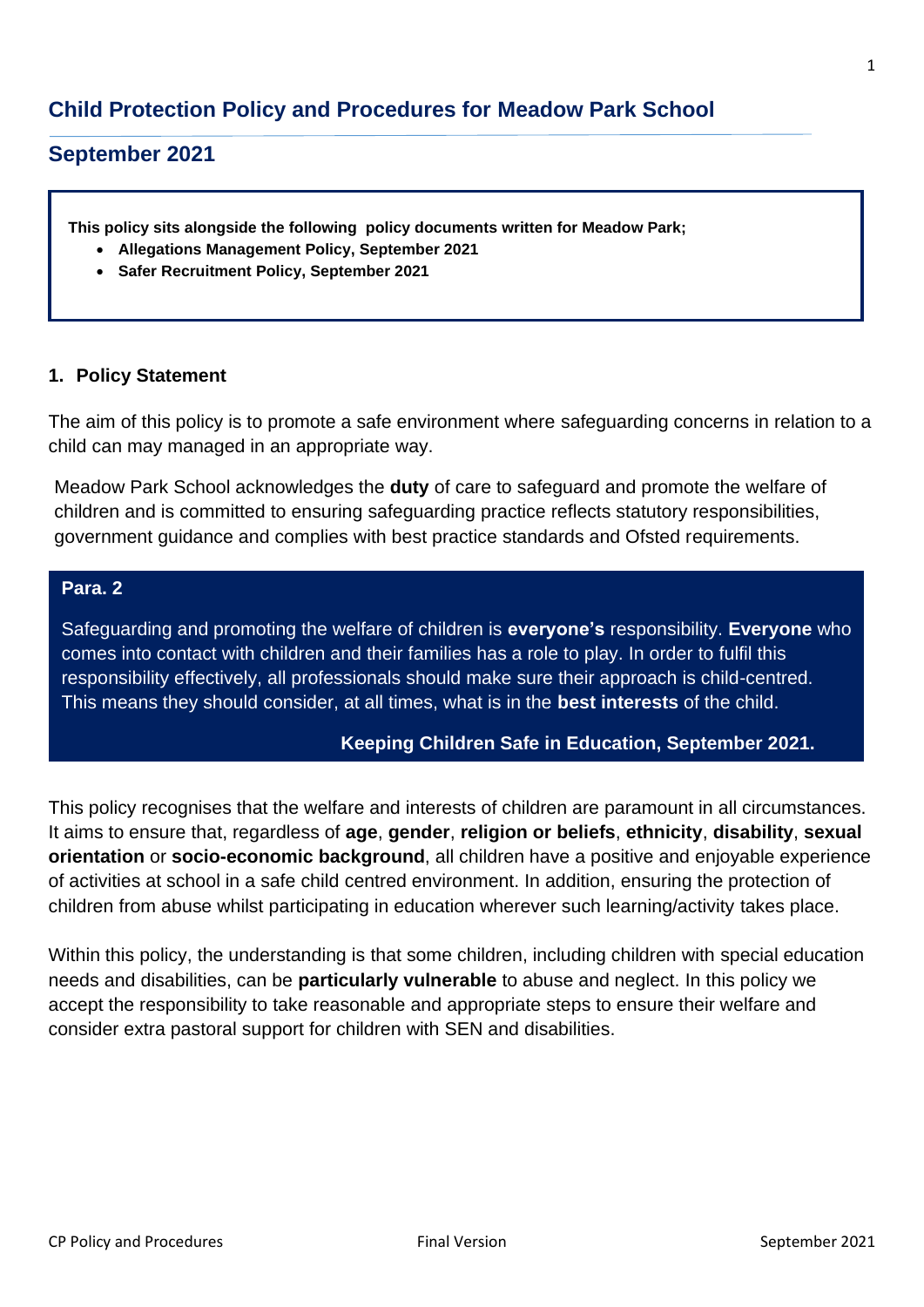# Child Protection Policy and Procedures for Meadow Park School

## September 2021

**This policy sits alongside the following policy documents written for Meadow Park;**

- **Allegations Management Policy, September 2021**
- **Safer Recruitment Policy, September 2021**

### 1. Policy Statement

The aim of this policy is to promote a safe environment where safeguarding concerns in relation to a child can may managed in an appropriate way.

Meadow Park School acknowledges the **duty** of care to safeguard and promote the welfare of children and is committed to ensuring safeguarding practice reflects statutory responsibilities, government guidance and complies with best practice standards and Ofsted requirements.

> **Para. 2**
>
> Safeguarding and promoting the welfare of children is **everyone's** responsibility. **Everyone** who comes into contact with children and their families has a role to play. In order to fulfil this responsibility effectively, all professionals should make sure their approach is child-centred. This means they should consider, at all times, what is in the **best interests** of the child.
>
> **Keeping Children Safe in Education, September 2021.**

This policy recognises that the welfare and interests of children are paramount in all circumstances. It aims to ensure that, regardless of **age**, **gender**, **religion or beliefs**, **ethnicity**, **disability**, **sexual orientation** or **socio-economic background**, all children have a positive and enjoyable experience of activities at school in a safe child centred environment. In addition, ensuring the protection of children from abuse whilst participating in education wherever such learning/activity takes place.

Within this policy, the understanding is that some children, including children with special education needs and disabilities, can be **particularly vulnerable** to abuse and neglect. In this policy we accept the responsibility to take reasonable and appropriate steps to ensure their welfare and consider extra pastoral support for children with SEN and disabilities.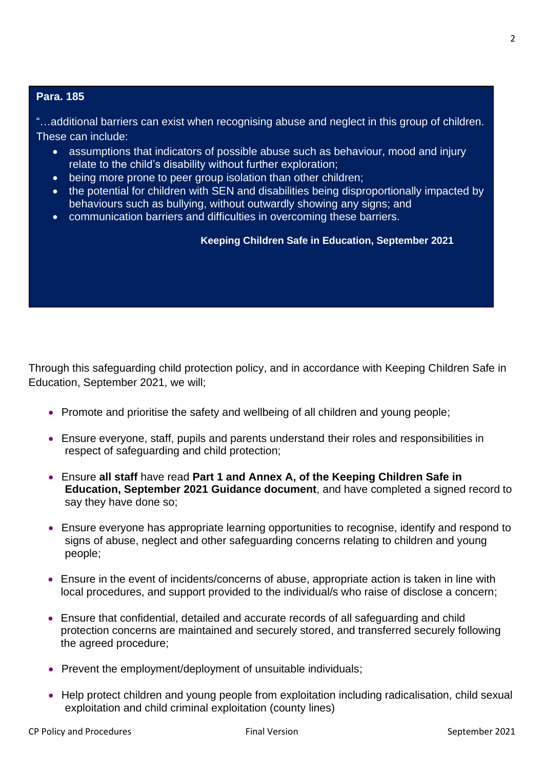**Para. 185**

"…additional barriers can exist when recognising abuse and neglect in this group of children. These can include:

- assumptions that indicators of possible abuse such as behaviour, mood and injury relate to the child's disability without further exploration;
- being more prone to peer group isolation than other children;
- the potential for children with SEN and disabilities being disproportionally impacted by behaviours such as bullying, without outwardly showing any signs; and
- communication barriers and difficulties in overcoming these barriers.

**Keeping Children Safe in Education, September 2021**

Through this safeguarding child protection policy, and in accordance with Keeping Children Safe in Education, September 2021, we will;

- Promote and prioritise the safety and wellbeing of all children and young people;
- Ensure everyone, staff, pupils and parents understand their roles and responsibilities in respect of safeguarding and child protection;
- Ensure **all staff** have read **Part 1 and Annex A, of the Keeping Children Safe in Education, September 2021 Guidance document**, and have completed a signed record to say they have done so;
- Ensure everyone has appropriate learning opportunities to recognise, identify and respond to signs of abuse, neglect and other safeguarding concerns relating to children and young people;
- Ensure in the event of incidents/concerns of abuse, appropriate action is taken in line with local procedures, and support provided to the individual/s who raise of disclose a concern;
- Ensure that confidential, detailed and accurate records of all safeguarding and child protection concerns are maintained and securely stored, and transferred securely following the agreed procedure;
- Prevent the employment/deployment of unsuitable individuals;
- Help protect children and young people from exploitation including radicalisation, child sexual exploitation and child criminal exploitation (county lines)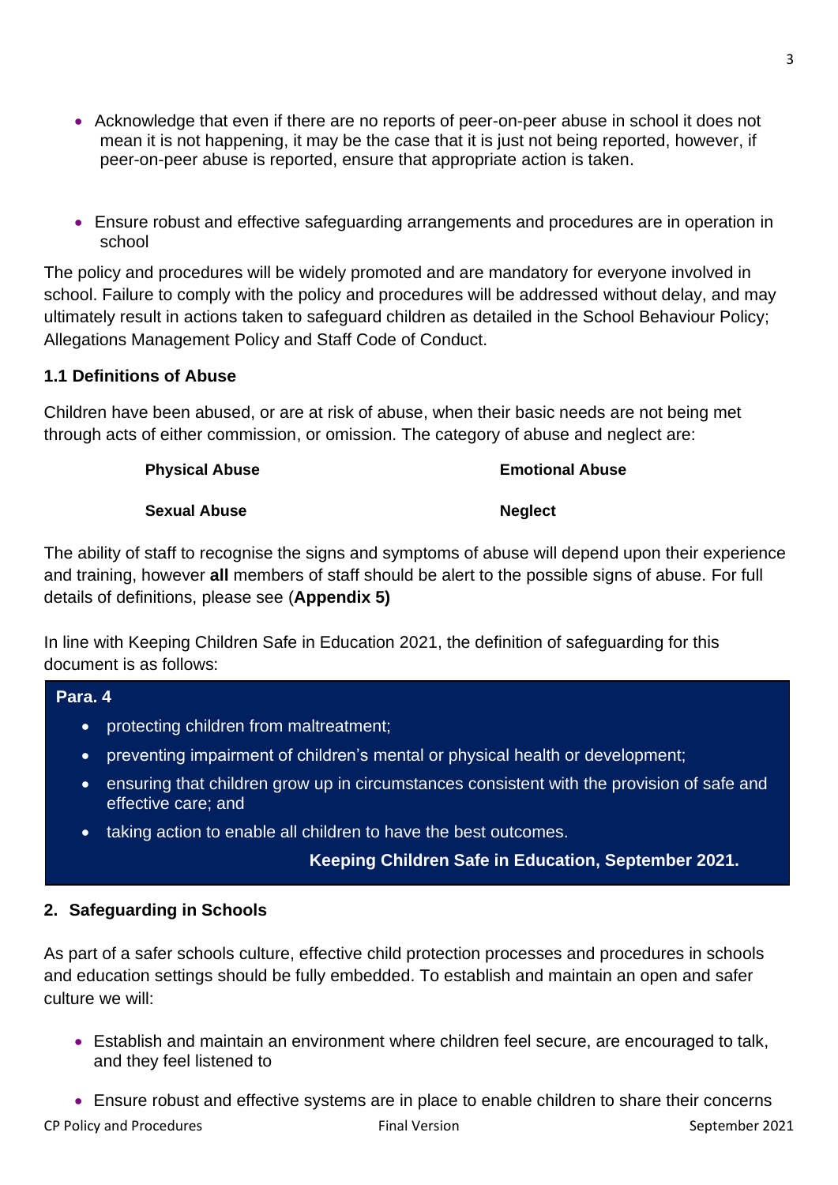- Acknowledge that even if there are no reports of peer-on-peer abuse in school it does not mean it is not happening, it may be the case that it is just not being reported, however, if peer-on-peer abuse is reported, ensure that appropriate action is taken.

- Ensure robust and effective safeguarding arrangements and procedures are in operation in school

The policy and procedures will be widely promoted and are mandatory for everyone involved in school. Failure to comply with the policy and procedures will be addressed without delay, and may ultimately result in actions taken to safeguard children as detailed in the School Behaviour Policy; Allegations Management Policy and Staff Code of Conduct.

### 1.1 Definitions of Abuse

Children have been abused, or are at risk of abuse, when their basic needs are not being met through acts of either commission, or omission. The category of abuse and neglect are:

| | |
|---|---|
| **Physical Abuse** | **Emotional Abuse** |
| **Sexual Abuse** | **Neglect** |

The ability of staff to recognise the signs and symptoms of abuse will depend upon their experience and training, however **all** members of staff should be alert to the possible signs of abuse. For full details of definitions, please see (**Appendix 5)**

In line with Keeping Children Safe in Education 2021, the definition of safeguarding for this document is as follows:

> **Para. 4**
>
> - protecting children from maltreatment;
> - preventing impairment of children's mental or physical health or development;
> - ensuring that children grow up in circumstances consistent with the provision of safe and effective care; and
> - taking action to enable all children to have the best outcomes.
>
> **Keeping Children Safe in Education, September 2021.**

## 2. Safeguarding in Schools

As part of a safer schools culture, effective child protection processes and procedures in schools and education settings should be fully embedded. To establish and maintain an open and safer culture we will:

- Establish and maintain an environment where children feel secure, are encouraged to talk, and they feel listened to

- Ensure robust and effective systems are in place to enable children to share their concerns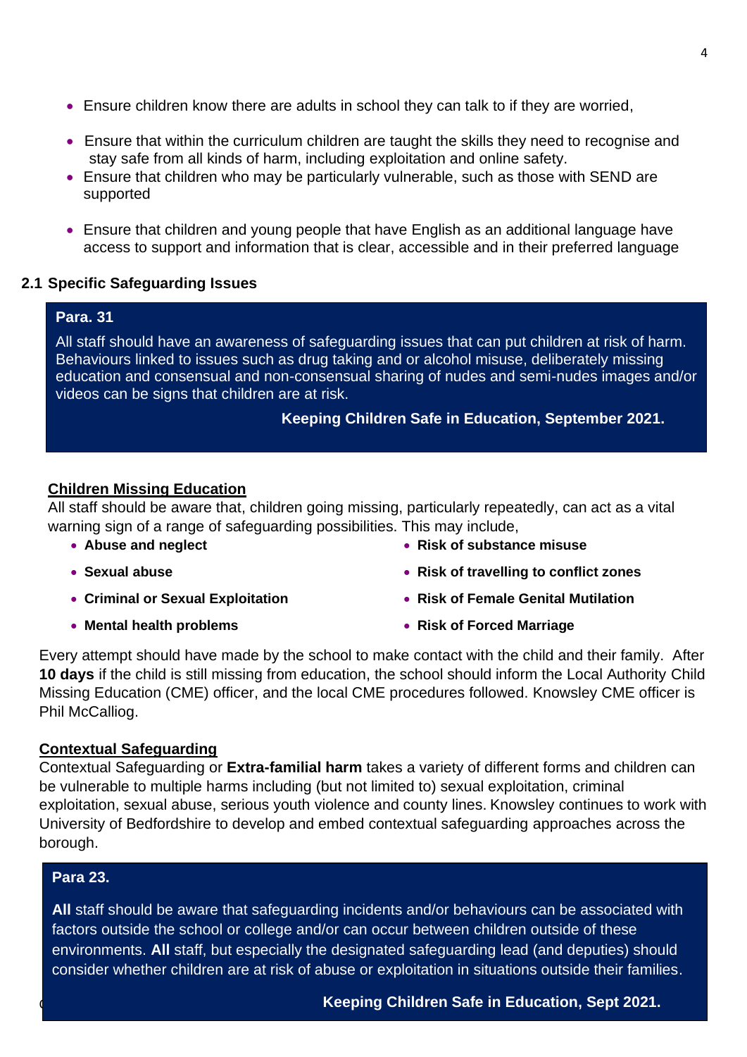- Ensure children know there are adults in school they can talk to if they are worried,
- Ensure that within the curriculum children are taught the skills they need to recognise and stay safe from all kinds of harm, including exploitation and online safety.
- Ensure that children who may be particularly vulnerable, such as those with SEND are supported
- Ensure that children and young people that have English as an additional language have access to support and information that is clear, accessible and in their preferred language

### 2.1 Specific Safeguarding Issues

> **Para. 31**
>
> All staff should have an awareness of safeguarding issues that can put children at risk of harm. Behaviours linked to issues such as drug taking and or alcohol misuse, deliberately missing education and consensual and non-consensual sharing of nudes and semi-nudes images and/or videos can be signs that children are at risk.
>
> **Keeping Children Safe in Education, September 2021.**

**Children Missing Education**

All staff should be aware that, children going missing, particularly repeatedly, can act as a vital warning sign of a range of safeguarding possibilities. This may include,

- **Abuse and neglect**
- **Sexual abuse**
- **Criminal or Sexual Exploitation**
- **Mental health problems**
- **Risk of substance misuse**
- **Risk of travelling to conflict zones**
- **Risk of Female Genital Mutilation**
- **Risk of Forced Marriage**

Every attempt should have made by the school to make contact with the child and their family. After **10 days** if the child is still missing from education, the school should inform the Local Authority Child Missing Education (CME) officer, and the local CME procedures followed. Knowsley CME officer is Phil McCalliog.

**Contextual Safeguarding**

Contextual Safeguarding or **Extra-familial harm** takes a variety of different forms and children can be vulnerable to multiple harms including (but not limited to) sexual exploitation, criminal exploitation, sexual abuse, serious youth violence and county lines. Knowsley continues to work with University of Bedfordshire to develop and embed contextual safeguarding approaches across the borough.

> **Para 23.**
>
> **All** staff should be aware that safeguarding incidents and/or behaviours can be associated with factors outside the school or college and/or can occur between children outside of these environments. **All** staff, but especially the designated safeguarding lead (and deputies) should consider whether children are at risk of abuse or exploitation in situations outside their families.
>
> **Keeping Children Safe in Education, Sept 2021.**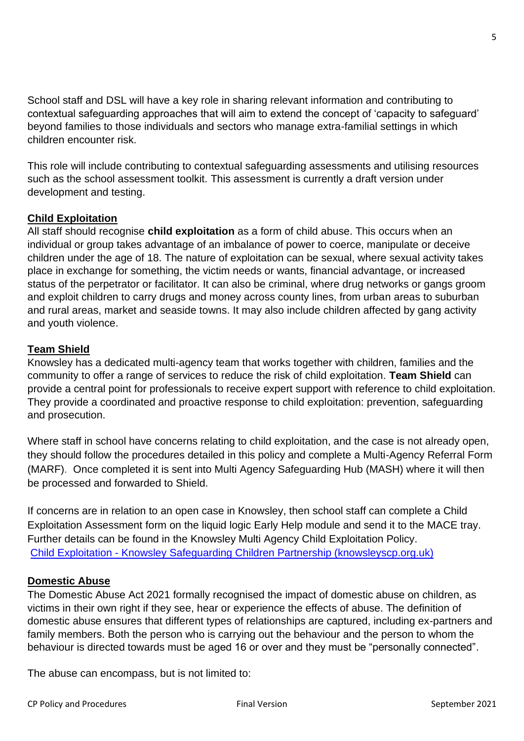School staff and DSL will have a key role in sharing relevant information and contributing to contextual safeguarding approaches that will aim to extend the concept of 'capacity to safeguard' beyond families to those individuals and sectors who manage extra-familial settings in which children encounter risk.

This role will include contributing to contextual safeguarding assessments and utilising resources such as the school assessment toolkit. This assessment is currently a draft version under development and testing.

## Child Exploitation

All staff should recognise **child exploitation** as a form of child abuse. This occurs when an individual or group takes advantage of an imbalance of power to coerce, manipulate or deceive children under the age of 18. The nature of exploitation can be sexual, where sexual activity takes place in exchange for something, the victim needs or wants, financial advantage, or increased status of the perpetrator or facilitator. It can also be criminal, where drug networks or gangs groom and exploit children to carry drugs and money across county lines, from urban areas to suburban and rural areas, market and seaside towns. It may also include children affected by gang activity and youth violence.

## Team Shield

Knowsley has a dedicated multi-agency team that works together with children, families and the community to offer a range of services to reduce the risk of child exploitation. **Team Shield** can provide a central point for professionals to receive expert support with reference to child exploitation. They provide a coordinated and proactive response to child exploitation: prevention, safeguarding and prosecution.

Where staff in school have concerns relating to child exploitation, and the case is not already open, they should follow the procedures detailed in this policy and complete a Multi-Agency Referral Form (MARF). Once completed it is sent into Multi Agency Safeguarding Hub (MASH) where it will then be processed and forwarded to Shield.

If concerns are in relation to an open case in Knowsley, then school staff can complete a Child Exploitation Assessment form on the liquid logic Early Help module and send it to the MACE tray. Further details can be found in the Knowsley Multi Agency Child Exploitation Policy.
[Child Exploitation - Knowsley Safeguarding Children Partnership (knowsleyscp.org.uk)]

## Domestic Abuse

The Domestic Abuse Act 2021 formally recognised the impact of domestic abuse on children, as victims in their own right if they see, hear or experience the effects of abuse. The definition of domestic abuse ensures that different types of relationships are captured, including ex-partners and family members. Both the person who is carrying out the behaviour and the person to whom the behaviour is directed towards must be aged 16 or over and they must be "personally connected".

The abuse can encompass, but is not limited to: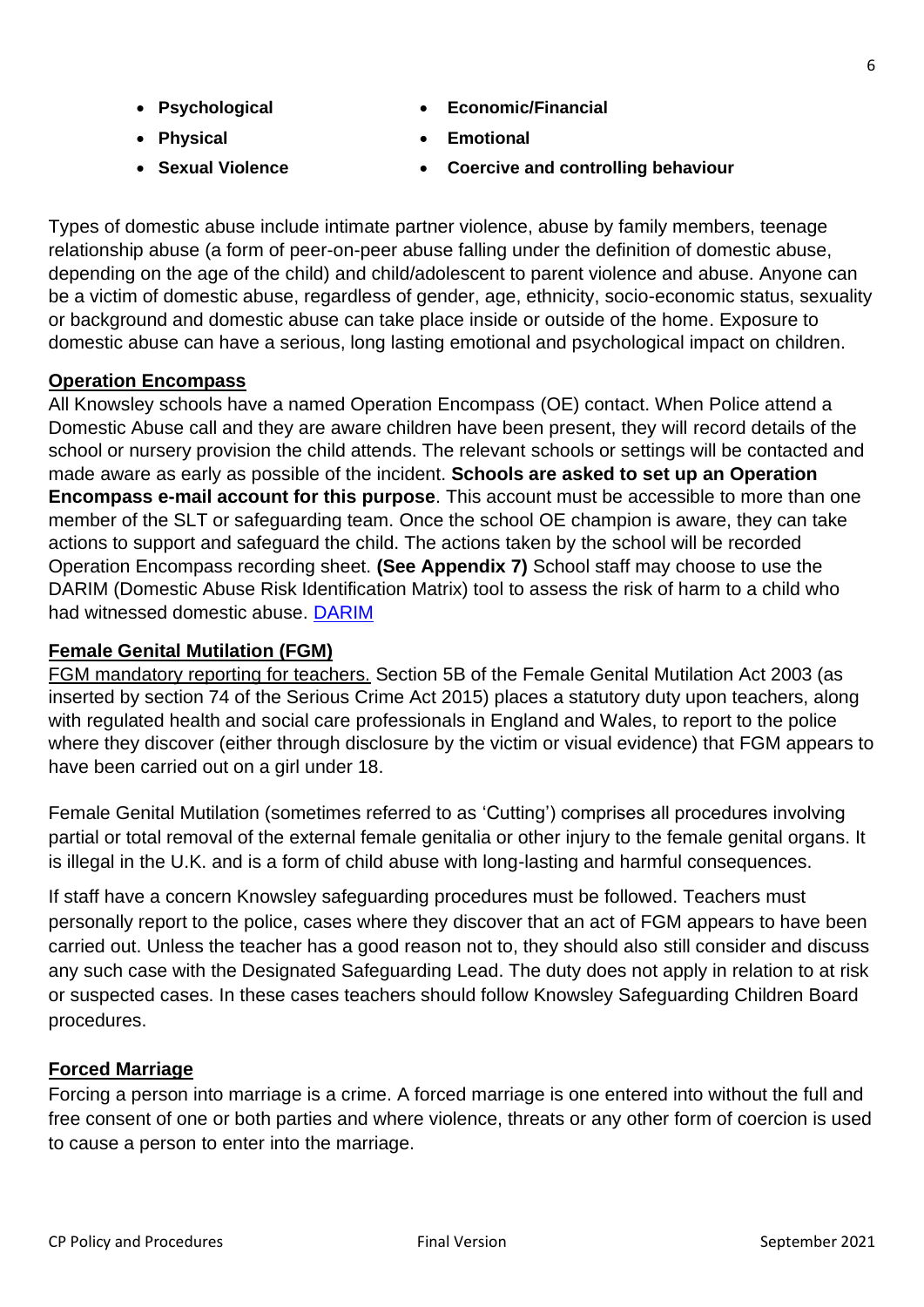- **Psychological**
- **Physical**
- **Sexual Violence**
- **Economic/Financial**
- **Emotional**
- **Coercive and controlling behaviour**

Types of domestic abuse include intimate partner violence, abuse by family members, teenage relationship abuse (a form of peer-on-peer abuse falling under the definition of domestic abuse, depending on the age of the child) and child/adolescent to parent violence and abuse. Anyone can be a victim of domestic abuse, regardless of gender, age, ethnicity, socio-economic status, sexuality or background and domestic abuse can take place inside or outside of the home. Exposure to domestic abuse can have a serious, long lasting emotional and psychological impact on children.

**Operation Encompass**

All Knowsley schools have a named Operation Encompass (OE) contact. When Police attend a Domestic Abuse call and they are aware children have been present, they will record details of the school or nursery provision the child attends. The relevant schools or settings will be contacted and made aware as early as possible of the incident. **Schools are asked to set up an Operation Encompass e-mail account for this purpose**. This account must be accessible to more than one member of the SLT or safeguarding team. Once the school OE champion is aware, they can take actions to support and safeguard the child. The actions taken by the school will be recorded Operation Encompass recording sheet. **(See Appendix 7)** School staff may choose to use the DARIM (Domestic Abuse Risk Identification Matrix) tool to assess the risk of harm to a child who had witnessed domestic abuse. DARIM

**Female Genital Mutilation (FGM)**

FGM mandatory reporting for teachers. Section 5B of the Female Genital Mutilation Act 2003 (as inserted by section 74 of the Serious Crime Act 2015) places a statutory duty upon teachers, along with regulated health and social care professionals in England and Wales, to report to the police where they discover (either through disclosure by the victim or visual evidence) that FGM appears to have been carried out on a girl under 18.

Female Genital Mutilation (sometimes referred to as 'Cutting') comprises all procedures involving partial or total removal of the external female genitalia or other injury to the female genital organs. It is illegal in the U.K. and is a form of child abuse with long-lasting and harmful consequences.

If staff have a concern Knowsley safeguarding procedures must be followed. Teachers must personally report to the police, cases where they discover that an act of FGM appears to have been carried out. Unless the teacher has a good reason not to, they should also still consider and discuss any such case with the Designated Safeguarding Lead. The duty does not apply in relation to at risk or suspected cases. In these cases teachers should follow Knowsley Safeguarding Children Board procedures.

**Forced Marriage**

Forcing a person into marriage is a crime. A forced marriage is one entered into without the full and free consent of one or both parties and where violence, threats or any other form of coercion is used to cause a person to enter into the marriage.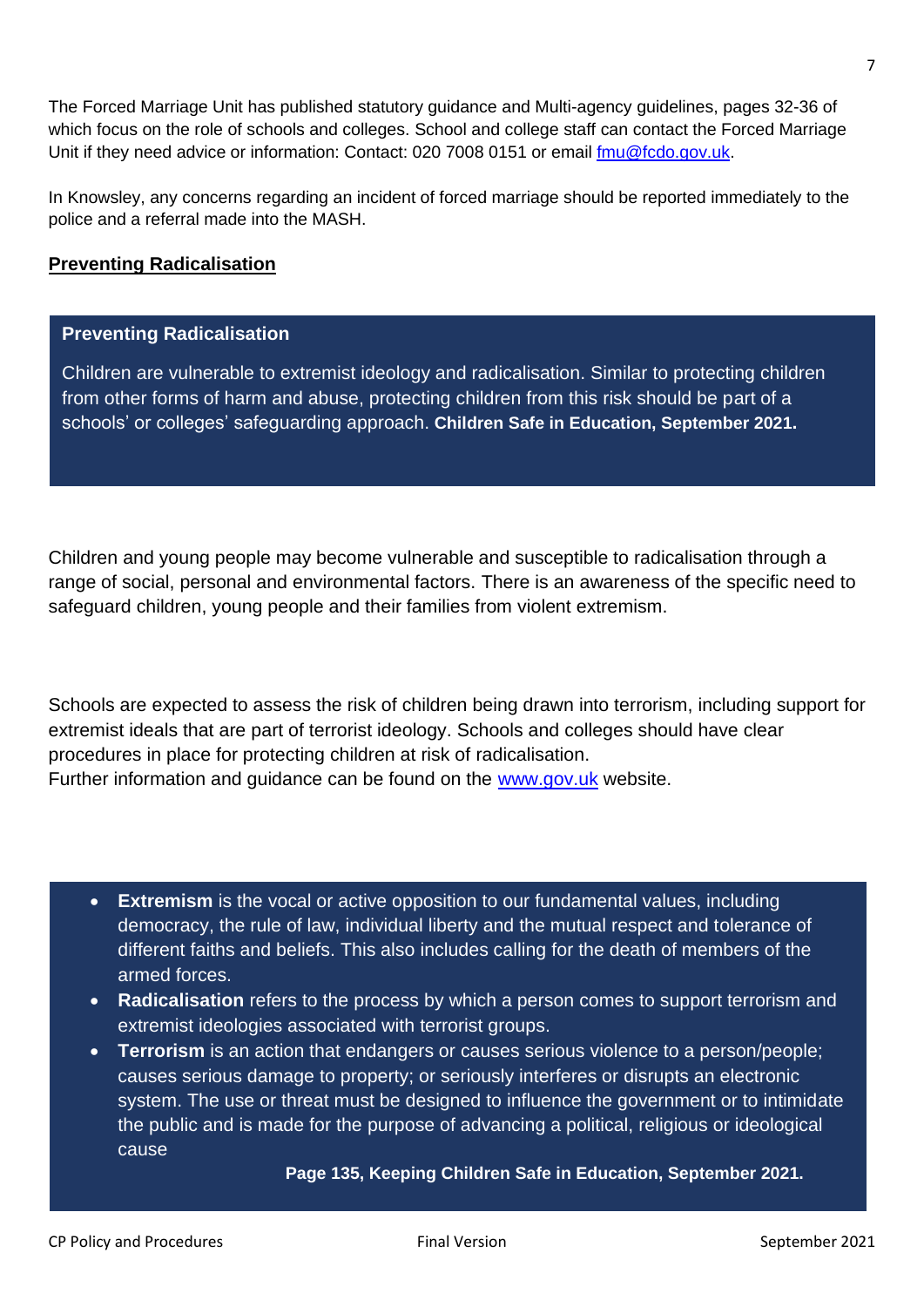The Forced Marriage Unit has published statutory guidance and Multi-agency guidelines, pages 32-36 of which focus on the role of schools and colleges. School and college staff can contact the Forced Marriage Unit if they need advice or information: Contact: 020 7008 0151 or email fmu@fcdo.gov.uk.

In Knowsley, any concerns regarding an incident of forced marriage should be reported immediately to the police and a referral made into the MASH.

## Preventing Radicalisation

**Preventing Radicalisation**

Children are vulnerable to extremist ideology and radicalisation. Similar to protecting children from other forms of harm and abuse, protecting children from this risk should be part of a schools' or colleges' safeguarding approach. **Children Safe in Education, September 2021.**

Children and young people may become vulnerable and susceptible to radicalisation through a range of social, personal and environmental factors. There is an awareness of the specific need to safeguard children, young people and their families from violent extremism.

Schools are expected to assess the risk of children being drawn into terrorism, including support for extremist ideals that are part of terrorist ideology. Schools and colleges should have clear procedures in place for protecting children at risk of radicalisation.
Further information and guidance can be found on the www.gov.uk website.

- **Extremism** is the vocal or active opposition to our fundamental values, including democracy, the rule of law, individual liberty and the mutual respect and tolerance of different faiths and beliefs. This also includes calling for the death of members of the armed forces.
- **Radicalisation** refers to the process by which a person comes to support terrorism and extremist ideologies associated with terrorist groups.
- **Terrorism** is an action that endangers or causes serious violence to a person/people; causes serious damage to property; or seriously interferes or disrupts an electronic system. The use or threat must be designed to influence the government or to intimidate the public and is made for the purpose of advancing a political, religious or ideological cause

**Page 135, Keeping Children Safe in Education, September 2021.**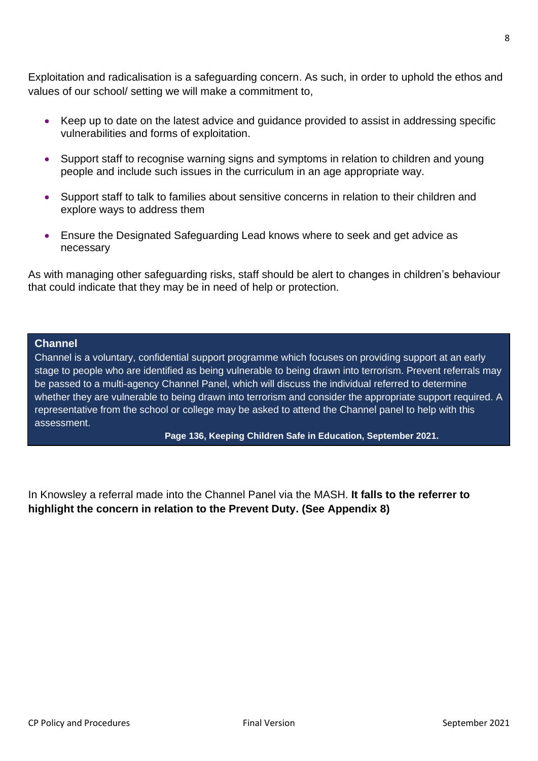Exploitation and radicalisation is a safeguarding concern. As such, in order to uphold the ethos and values of our school/ setting we will make a commitment to,

- Keep up to date on the latest advice and guidance provided to assist in addressing specific vulnerabilities and forms of exploitation.
- Support staff to recognise warning signs and symptoms in relation to children and young people and include such issues in the curriculum in an age appropriate way.
- Support staff to talk to families about sensitive concerns in relation to their children and explore ways to address them
- Ensure the Designated Safeguarding Lead knows where to seek and get advice as necessary

As with managing other safeguarding risks, staff should be alert to changes in children's behaviour that could indicate that they may be in need of help or protection.

**Channel**

Channel is a voluntary, confidential support programme which focuses on providing support at an early stage to people who are identified as being vulnerable to being drawn into terrorism. Prevent referrals may be passed to a multi-agency Channel Panel, which will discuss the individual referred to determine whether they are vulnerable to being drawn into terrorism and consider the appropriate support required. A representative from the school or college may be asked to attend the Channel panel to help with this assessment.

**Page 136, Keeping Children Safe in Education, September 2021.**

In Knowsley a referral made into the Channel Panel via the MASH. **It falls to the referrer to highlight the concern in relation to the Prevent Duty. (See Appendix 8)**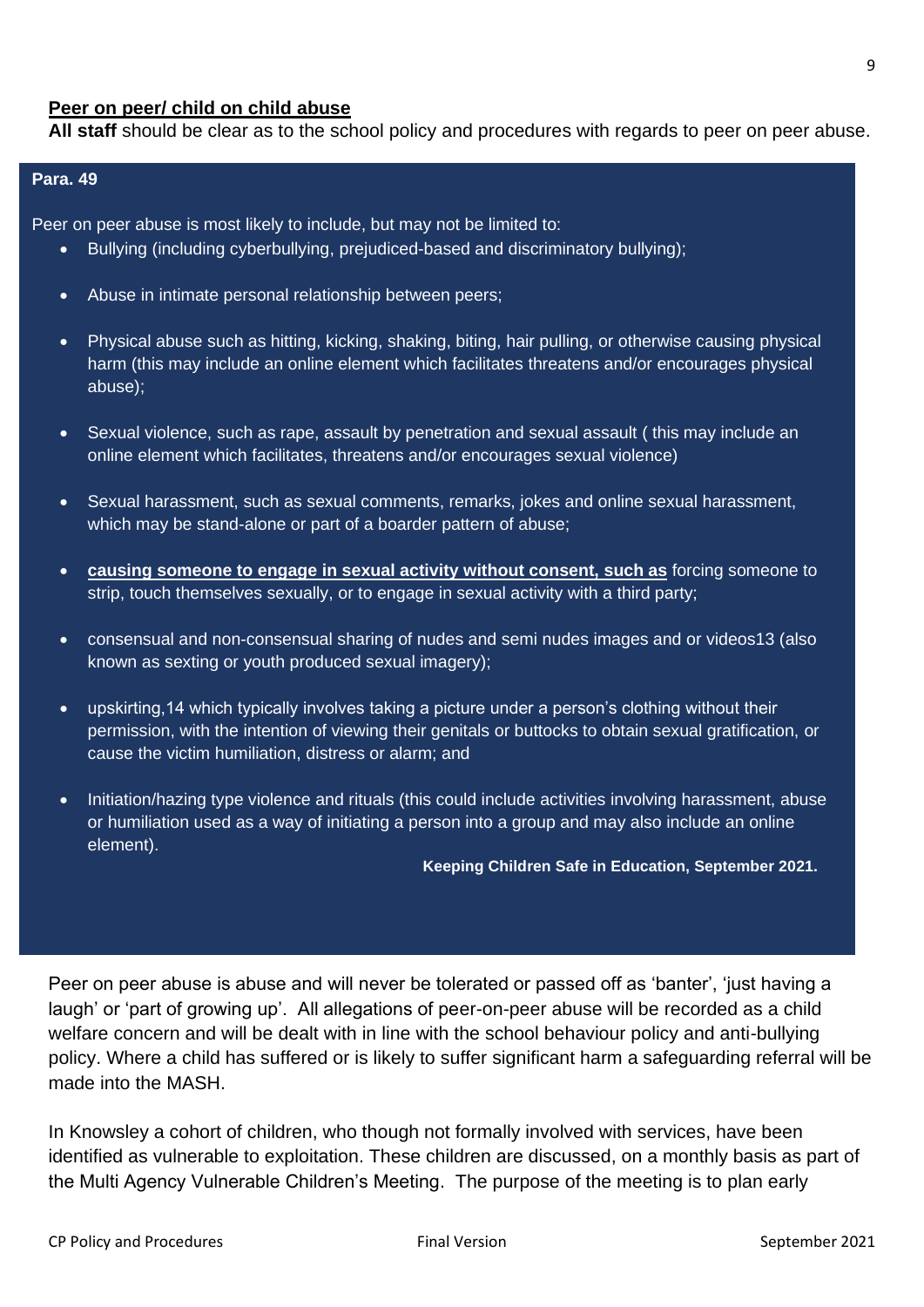**Peer on peer/ child on child abuse**

**All staff** should be clear as to the school policy and procedures with regards to peer on peer abuse.

> **Para. 49**
>
> Peer on peer abuse is most likely to include, but may not be limited to:
>
> - Bullying (including cyberbullying, prejudiced-based and discriminatory bullying);
> - Abuse in intimate personal relationship between peers;
> - Physical abuse such as hitting, kicking, shaking, biting, hair pulling, or otherwise causing physical harm (this may include an online element which facilitates threatens and/or encourages physical abuse);
> - Sexual violence, such as rape, assault by penetration and sexual assault ( this may include an online element which facilitates, threatens and/or encourages sexual violence)
> - Sexual harassment, such as sexual comments, remarks, jokes and online sexual harassment, which may be stand-alone or part of a boarder pattern of abuse;
> - **causing someone to engage in sexual activity without consent, such as** forcing someone to strip, touch themselves sexually, or to engage in sexual activity with a third party;
> - consensual and non-consensual sharing of nudes and semi nudes images and or videos13 (also known as sexting or youth produced sexual imagery);
> - upskirting,14 which typically involves taking a picture under a person's clothing without their permission, with the intention of viewing their genitals or buttocks to obtain sexual gratification, or cause the victim humiliation, distress or alarm; and
> - Initiation/hazing type violence and rituals (this could include activities involving harassment, abuse or humiliation used as a way of initiating a person into a group and may also include an online element).
>
> **Keeping Children Safe in Education, September 2021.**

Peer on peer abuse is abuse and will never be tolerated or passed off as 'banter', 'just having a laugh' or 'part of growing up'. All allegations of peer-on-peer abuse will be recorded as a child welfare concern and will be dealt with in line with the school behaviour policy and anti-bullying policy. Where a child has suffered or is likely to suffer significant harm a safeguarding referral will be made into the MASH.

In Knowsley a cohort of children, who though not formally involved with services, have been identified as vulnerable to exploitation. These children are discussed, on a monthly basis as part of the Multi Agency Vulnerable Children's Meeting. The purpose of the meeting is to plan early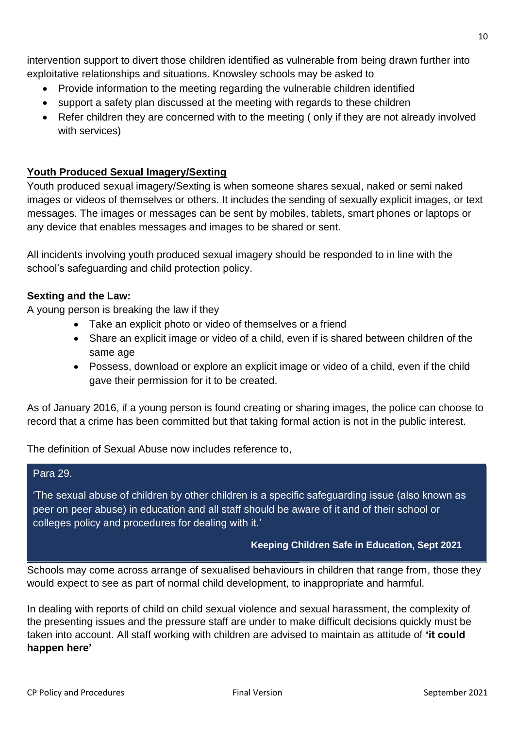intervention support to divert those children identified as vulnerable from being drawn further into exploitative relationships and situations. Knowsley schools may be asked to

- Provide information to the meeting regarding the vulnerable children identified
- support a safety plan discussed at the meeting with regards to these children
- Refer children they are concerned with to the meeting ( only if they are not already involved with services)

**Youth Produced Sexual Imagery/Sexting**

Youth produced sexual imagery/Sexting is when someone shares sexual, naked or semi naked images or videos of themselves or others. It includes the sending of sexually explicit images, or text messages. The images or messages can be sent by mobiles, tablets, smart phones or laptops or any device that enables messages and images to be shared or sent.

All incidents involving youth produced sexual imagery should be responded to in line with the school's safeguarding and child protection policy.

**Sexting and the Law:**

A young person is breaking the law if they

- Take an explicit photo or video of themselves or a friend
- Share an explicit image or video of a child, even if is shared between children of the same age
- Possess, download or explore an explicit image or video of a child, even if the child gave their permission for it to be created.

As of January 2016, if a young person is found creating or sharing images, the police can choose to record that a crime has been committed but that taking formal action is not in the public interest.

The definition of Sexual Abuse now includes reference to,

> Para 29.
>
> 'The sexual abuse of children by other children is a specific safeguarding issue (also known as peer on peer abuse) in education and all staff should be aware of it and of their school or colleges policy and procedures for dealing with it.'
>
> **Keeping Children Safe in Education, Sept 2021**

Schools may come across arrange of sexualised behaviours in children that range from, those they would expect to see as part of normal child development, to inappropriate and harmful.

In dealing with reports of child on child sexual violence and sexual harassment, the complexity of the presenting issues and the pressure staff are under to make difficult decisions quickly must be taken into account. All staff working with children are advised to maintain as attitude of **'it could happen here'**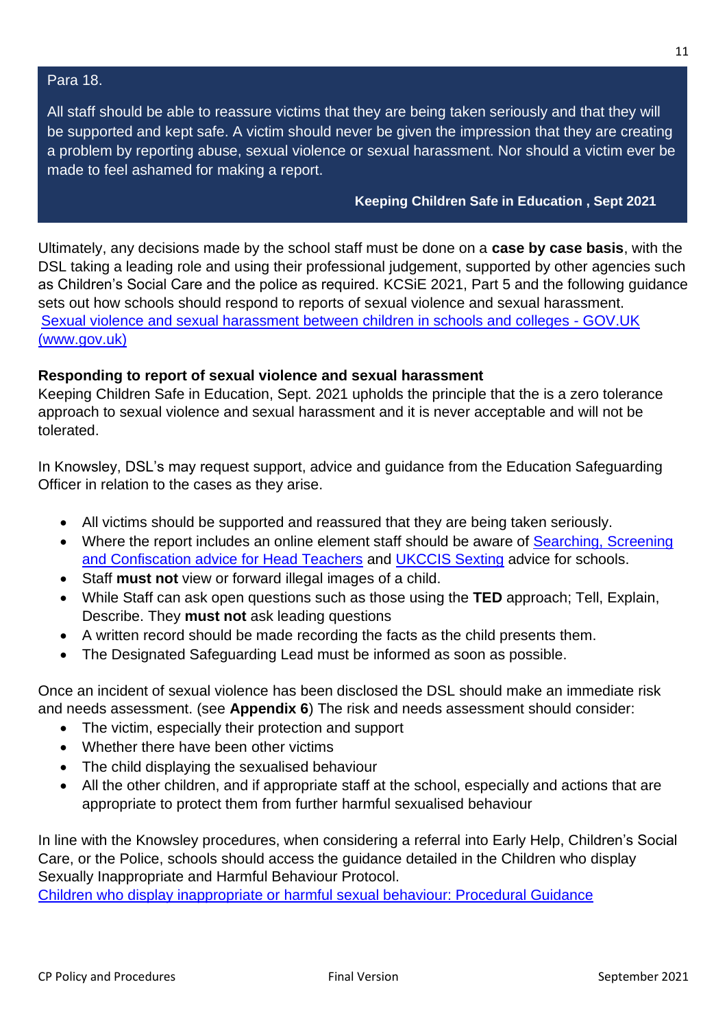Para 18.

All staff should be able to reassure victims that they are being taken seriously and that they will be supported and kept safe. A victim should never be given the impression that they are creating a problem by reporting abuse, sexual violence or sexual harassment. Nor should a victim ever be made to feel ashamed for making a report.

**Keeping Children Safe in Education , Sept 2021**

Ultimately, any decisions made by the school staff must be done on a **case by case basis**, with the DSL taking a leading role and using their professional judgement, supported by other agencies such as Children's Social Care and the police as required. KCSiE 2021, Part 5 and the following guidance sets out how schools should respond to reports of sexual violence and sexual harassment.
[Sexual violence and sexual harassment between children in schools and colleges - GOV.UK (www.gov.uk)]

**Responding to report of sexual violence and sexual harassment**
Keeping Children Safe in Education, Sept. 2021 upholds the principle that the is a zero tolerance approach to sexual violence and sexual harassment and it is never acceptable and will not be tolerated.

In Knowsley, DSL's may request support, advice and guidance from the Education Safeguarding Officer in relation to the cases as they arise.

- All victims should be supported and reassured that they are being taken seriously.
- Where the report includes an online element staff should be aware of Searching, Screening and Confiscation advice for Head Teachers and UKCCIS Sexting advice for schools.
- Staff **must not** view or forward illegal images of a child.
- While Staff can ask open questions such as those using the **TED** approach; Tell, Explain, Describe. They **must not** ask leading questions
- A written record should be made recording the facts as the child presents them.
- The Designated Safeguarding Lead must be informed as soon as possible.

Once an incident of sexual violence has been disclosed the DSL should make an immediate risk and needs assessment. (see **Appendix 6**) The risk and needs assessment should consider:

- The victim, especially their protection and support
- Whether there have been other victims
- The child displaying the sexualised behaviour
- All the other children, and if appropriate staff at the school, especially and actions that are appropriate to protect them from further harmful sexualised behaviour

In line with the Knowsley procedures, when considering a referral into Early Help, Children's Social Care, or the Police, schools should access the guidance detailed in the Children who display Sexually Inappropriate and Harmful Behaviour Protocol.
Children who display inappropriate or harmful sexual behaviour: Procedural Guidance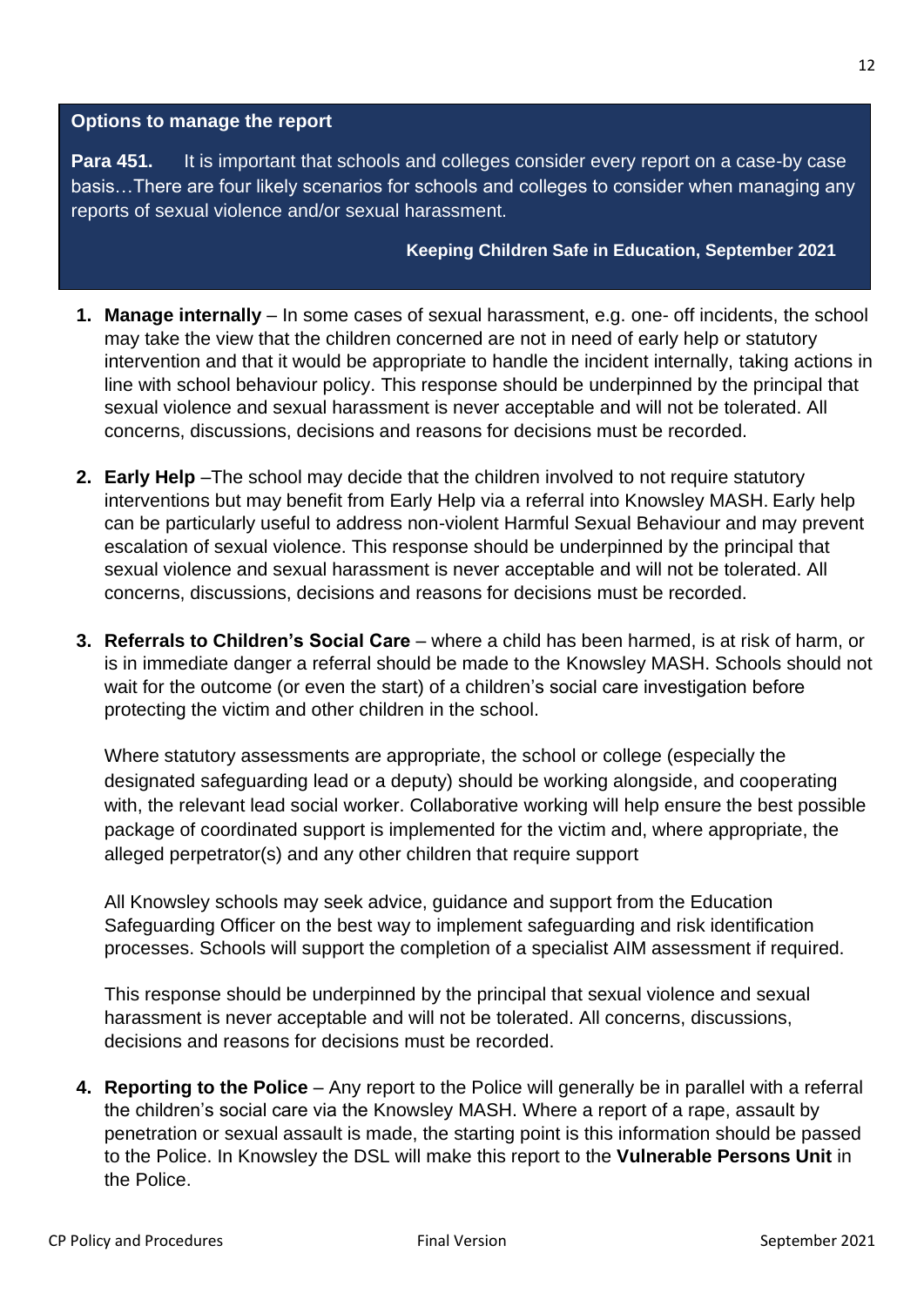**Options to manage the report**

**Para 451.** It is important that schools and colleges consider every report on a case-by case basis…There are four likely scenarios for schools and colleges to consider when managing any reports of sexual violence and/or sexual harassment.

**Keeping Children Safe in Education, September 2021**

1. **Manage internally** – In some cases of sexual harassment, e.g. one- off incidents, the school may take the view that the children concerned are not in need of early help or statutory intervention and that it would be appropriate to handle the incident internally, taking actions in line with school behaviour policy. This response should be underpinned by the principal that sexual violence and sexual harassment is never acceptable and will not be tolerated. All concerns, discussions, decisions and reasons for decisions must be recorded.

2. **Early Help** –The school may decide that the children involved to not require statutory interventions but may benefit from Early Help via a referral into Knowsley MASH. Early help can be particularly useful to address non-violent Harmful Sexual Behaviour and may prevent escalation of sexual violence. This response should be underpinned by the principal that sexual violence and sexual harassment is never acceptable and will not be tolerated. All concerns, discussions, decisions and reasons for decisions must be recorded.

3. **Referrals to Children's Social Care** – where a child has been harmed, is at risk of harm, or is in immediate danger a referral should be made to the Knowsley MASH. Schools should not wait for the outcome (or even the start) of a children's social care investigation before protecting the victim and other children in the school.

   Where statutory assessments are appropriate, the school or college (especially the designated safeguarding lead or a deputy) should be working alongside, and cooperating with, the relevant lead social worker. Collaborative working will help ensure the best possible package of coordinated support is implemented for the victim and, where appropriate, the alleged perpetrator(s) and any other children that require support

   All Knowsley schools may seek advice, guidance and support from the Education Safeguarding Officer on the best way to implement safeguarding and risk identification processes. Schools will support the completion of a specialist AIM assessment if required.

   This response should be underpinned by the principal that sexual violence and sexual harassment is never acceptable and will not be tolerated. All concerns, discussions, decisions and reasons for decisions must be recorded.

4. **Reporting to the Police** – Any report to the Police will generally be in parallel with a referral the children's social care via the Knowsley MASH. Where a report of a rape, assault by penetration or sexual assault is made, the starting point is this information should be passed to the Police. In Knowsley the DSL will make this report to the **Vulnerable Persons Unit** in the Police.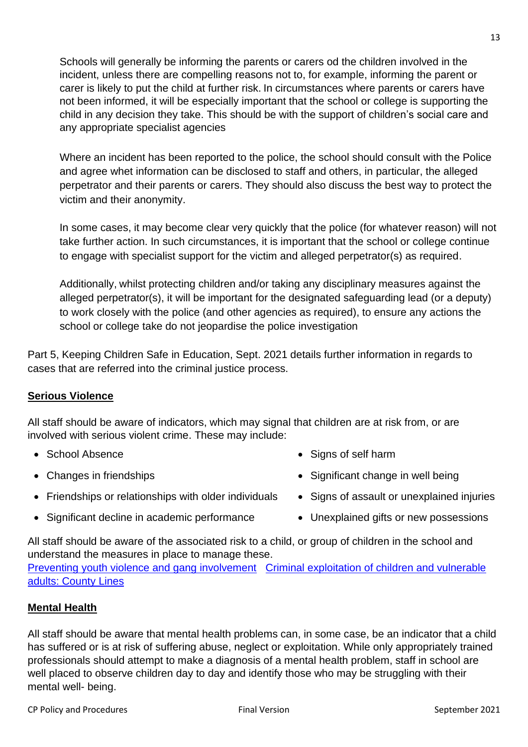Schools will generally be informing the parents or carers od the children involved in the incident, unless there are compelling reasons not to, for example, informing the parent or carer is likely to put the child at further risk. In circumstances where parents or carers have not been informed, it will be especially important that the school or college is supporting the child in any decision they take. This should be with the support of children's social care and any appropriate specialist agencies

Where an incident has been reported to the police, the school should consult with the Police and agree whet information can be disclosed to staff and others, in particular, the alleged perpetrator and their parents or carers. They should also discuss the best way to protect the victim and their anonymity.

In some cases, it may become clear very quickly that the police (for whatever reason) will not take further action. In such circumstances, it is important that the school or college continue to engage with specialist support for the victim and alleged perpetrator(s) as required.

Additionally, whilst protecting children and/or taking any disciplinary measures against the alleged perpetrator(s), it will be important for the designated safeguarding lead (or a deputy) to work closely with the police (and other agencies as required), to ensure any actions the school or college take do not jeopardise the police investigation

Part 5, Keeping Children Safe in Education, Sept. 2021 details further information in regards to cases that are referred into the criminal justice process.

## Serious Violence

All staff should be aware of indicators, which may signal that children are at risk from, or are involved with serious violent crime. These may include:

- School Absence
- Changes in friendships
- Friendships or relationships with older individuals
- Significant decline in academic performance
- Signs of self harm
- Significant change in well being
- Signs of assault or unexplained injuries
- Unexplained gifts or new possessions

All staff should be aware of the associated risk to a child, or group of children in the school and understand the measures in place to manage these.
[Preventing youth violence and gang involvement] [Criminal exploitation of children and vulnerable adults: County Lines]

## Mental Health

All staff should be aware that mental health problems can, in some case, be an indicator that a child has suffered or is at risk of suffering abuse, neglect or exploitation. While only appropriately trained professionals should attempt to make a diagnosis of a mental health problem, staff in school are well placed to observe children day to day and identify those who may be struggling with their mental well- being.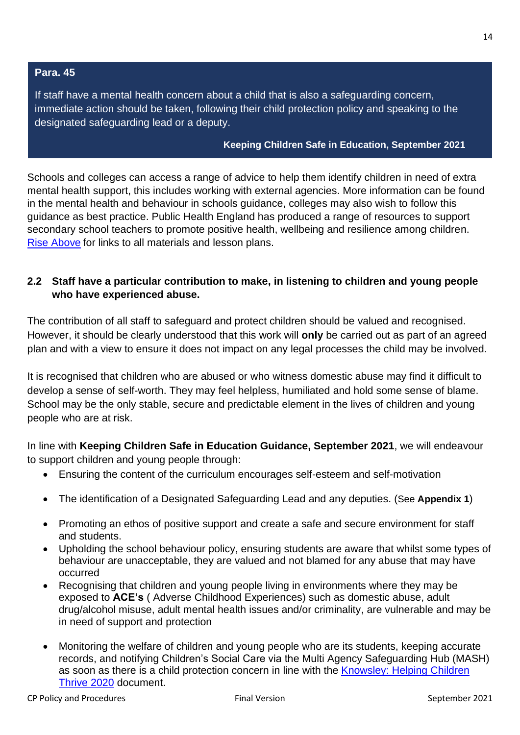**Para. 45**

If staff have a mental health concern about a child that is also a safeguarding concern, immediate action should be taken, following their child protection policy and speaking to the designated safeguarding lead or a deputy.

**Keeping Children Safe in Education, September 2021**

Schools and colleges can access a range of advice to help them identify children in need of extra mental health support, this includes working with external agencies. More information can be found in the mental health and behaviour in schools guidance, colleges may also wish to follow this guidance as best practice. Public Health England has produced a range of resources to support secondary school teachers to promote positive health, wellbeing and resilience among children. Rise Above for links to all materials and lesson plans.

## 2.2 Staff have a particular contribution to make, in listening to children and young people who have experienced abuse.

The contribution of all staff to safeguard and protect children should be valued and recognised. However, it should be clearly understood that this work will **only** be carried out as part of an agreed plan and with a view to ensure it does not impact on any legal processes the child may be involved.

It is recognised that children who are abused or who witness domestic abuse may find it difficult to develop a sense of self-worth. They may feel helpless, humiliated and hold some sense of blame. School may be the only stable, secure and predictable element in the lives of children and young people who are at risk.

In line with **Keeping Children Safe in Education Guidance, September 2021**, we will endeavour to support children and young people through:

- Ensuring the content of the curriculum encourages self-esteem and self-motivation
- The identification of a Designated Safeguarding Lead and any deputies. (See **Appendix 1**)
- Promoting an ethos of positive support and create a safe and secure environment for staff and students.
- Upholding the school behaviour policy, ensuring students are aware that whilst some types of behaviour are unacceptable, they are valued and not blamed for any abuse that may have occurred
- Recognising that children and young people living in environments where they may be exposed to **ACE's** ( Adverse Childhood Experiences) such as domestic abuse, adult drug/alcohol misuse, adult mental health issues and/or criminality, are vulnerable and may be in need of support and protection
- Monitoring the welfare of children and young people who are its students, keeping accurate records, and notifying Children's Social Care via the Multi Agency Safeguarding Hub (MASH) as soon as there is a child protection concern in line with the Knowsley: Helping Children Thrive 2020 document.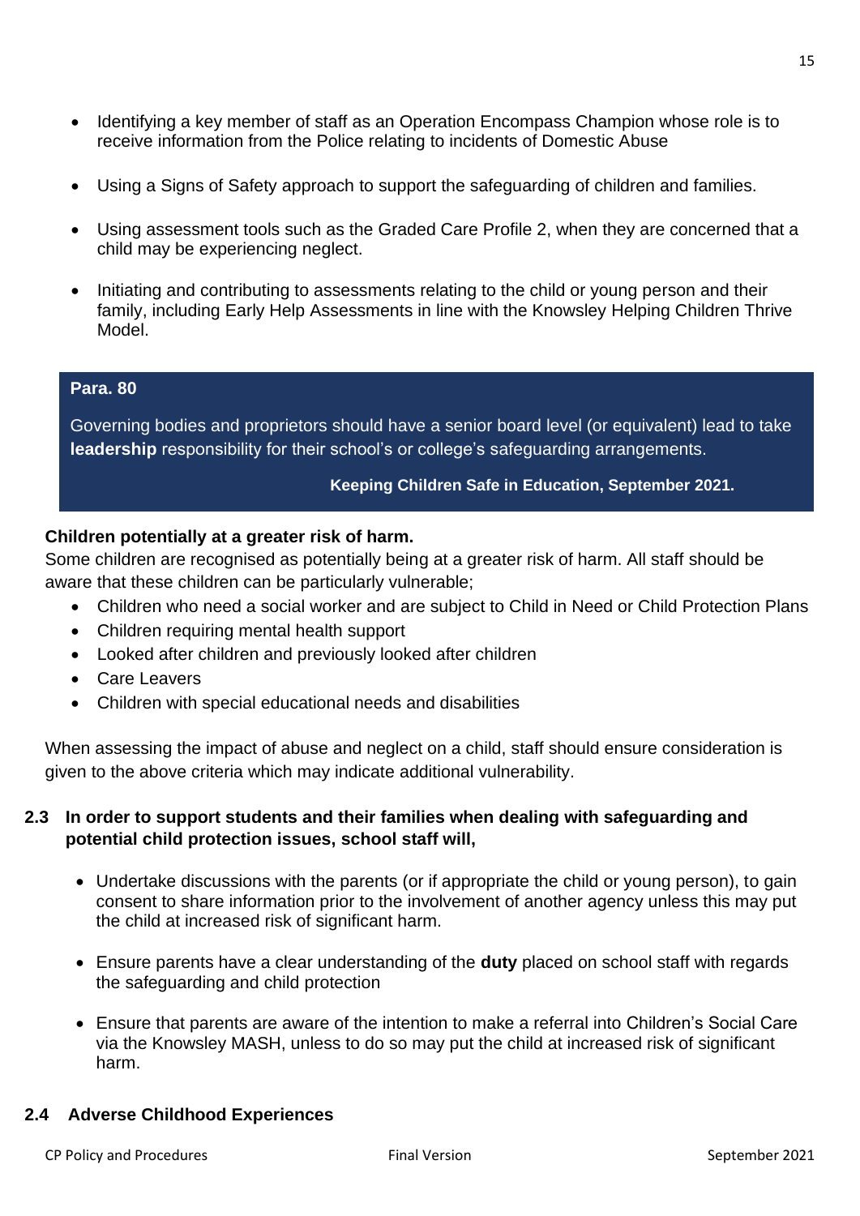- Identifying a key member of staff as an Operation Encompass Champion whose role is to receive information from the Police relating to incidents of Domestic Abuse

- Using a Signs of Safety approach to support the safeguarding of children and families.

- Using assessment tools such as the Graded Care Profile 2, when they are concerned that a child may be experiencing neglect.

- Initiating and contributing to assessments relating to the child or young person and their family, including Early Help Assessments in line with the Knowsley Helping Children Thrive Model.

> **Para. 80**
>
> Governing bodies and proprietors should have a senior board level (or equivalent) lead to take **leadership** responsibility for their school's or college's safeguarding arrangements.
>
> **Keeping Children Safe in Education, September 2021.**

**Children potentially at a greater risk of harm.**

Some children are recognised as potentially being at a greater risk of harm. All staff should be aware that these children can be particularly vulnerable;

- Children who need a social worker and are subject to Child in Need or Child Protection Plans
- Children requiring mental health support
- Looked after children and previously looked after children
- Care Leavers
- Children with special educational needs and disabilities

When assessing the impact of abuse and neglect on a child, staff should ensure consideration is given to the above criteria which may indicate additional vulnerability.

### 2.3 In order to support students and their families when dealing with safeguarding and potential child protection issues, school staff will,

- Undertake discussions with the parents (or if appropriate the child or young person), to gain consent to share information prior to the involvement of another agency unless this may put the child at increased risk of significant harm.

- Ensure parents have a clear understanding of the **duty** placed on school staff with regards the safeguarding and child protection

- Ensure that parents are aware of the intention to make a referral into Children's Social Care via the Knowsley MASH, unless to do so may put the child at increased risk of significant harm.

### 2.4 Adverse Childhood Experiences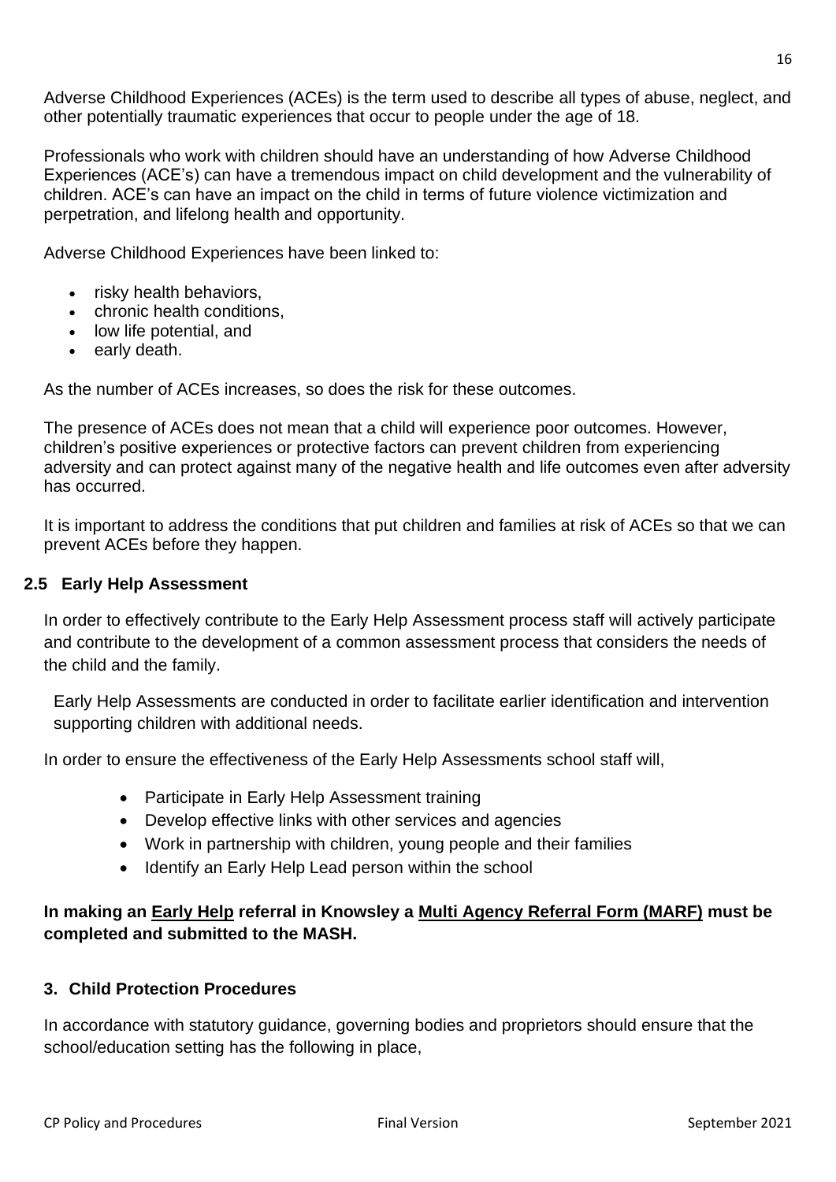Adverse Childhood Experiences (ACEs) is the term used to describe all types of abuse, neglect, and other potentially traumatic experiences that occur to people under the age of 18.

Professionals who work with children should have an understanding of how Adverse Childhood Experiences (ACE's) can have a tremendous impact on child development and the vulnerability of children. ACE's can have an impact on the child in terms of future violence victimization and perpetration, and lifelong health and opportunity.

Adverse Childhood Experiences have been linked to:

- risky health behaviors,
- chronic health conditions,
- low life potential, and
- early death.

As the number of ACEs increases, so does the risk for these outcomes.

The presence of ACEs does not mean that a child will experience poor outcomes. However, children's positive experiences or protective factors can prevent children from experiencing adversity and can protect against many of the negative health and life outcomes even after adversity has occurred.

It is important to address the conditions that put children and families at risk of ACEs so that we can prevent ACEs before they happen.

### 2.5 Early Help Assessment

In order to effectively contribute to the Early Help Assessment process staff will actively participate and contribute to the development of a common assessment process that considers the needs of the child and the family.

Early Help Assessments are conducted in order to facilitate earlier identification and intervention supporting children with additional needs.

In order to ensure the effectiveness of the Early Help Assessments school staff will,

- Participate in Early Help Assessment training
- Develop effective links with other services and agencies
- Work in partnership with children, young people and their families
- Identify an Early Help Lead person within the school

**In making an Early Help referral in Knowsley a Multi Agency Referral Form (MARF) must be completed and submitted to the MASH.**

## 3. Child Protection Procedures

In accordance with statutory guidance, governing bodies and proprietors should ensure that the school/education setting has the following in place,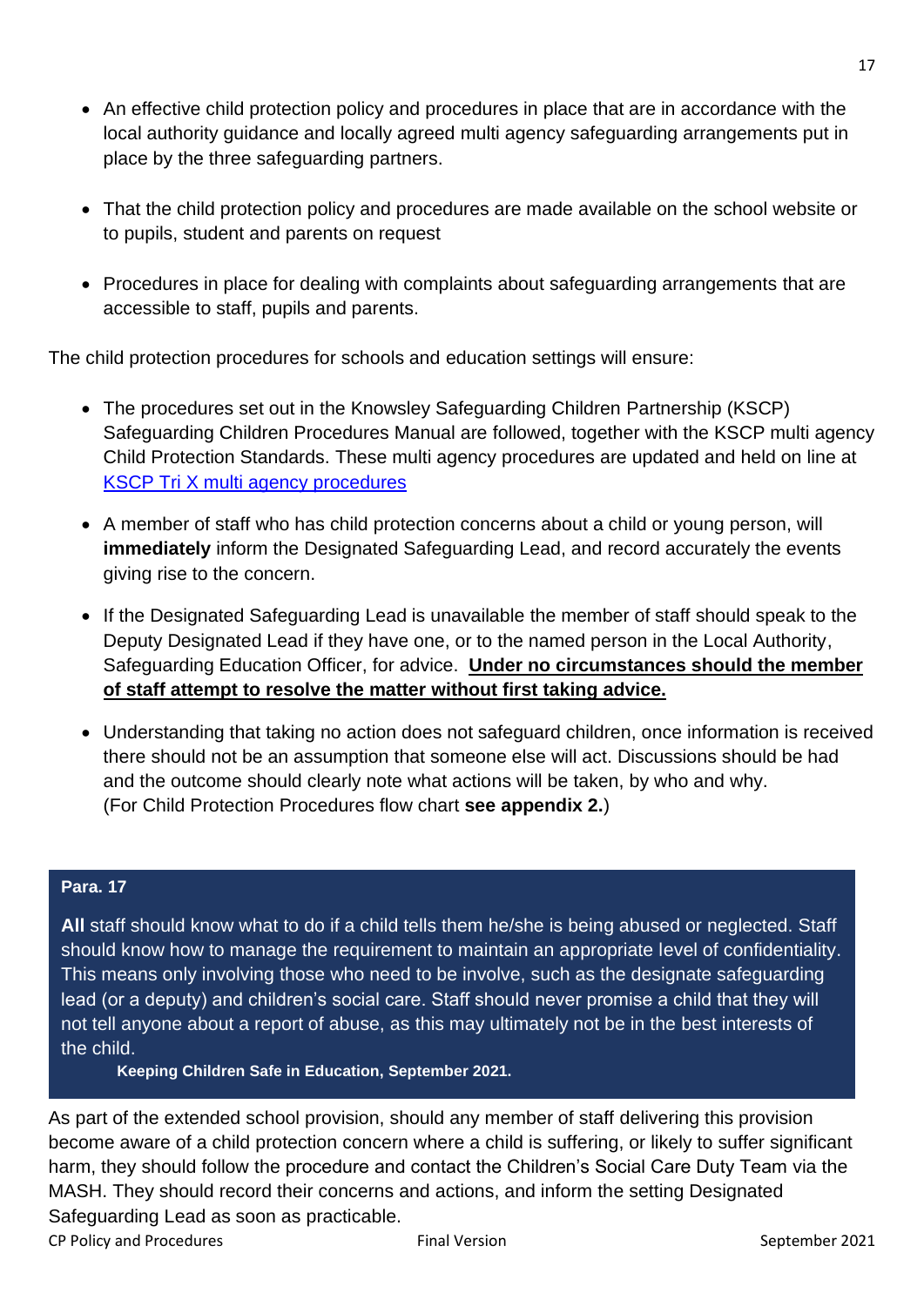- An effective child protection policy and procedures in place that are in accordance with the local authority guidance and locally agreed multi agency safeguarding arrangements put in place by the three safeguarding partners.

- That the child protection policy and procedures are made available on the school website or to pupils, student and parents on request

- Procedures in place for dealing with complaints about safeguarding arrangements that are accessible to staff, pupils and parents.

The child protection procedures for schools and education settings will ensure:

- The procedures set out in the Knowsley Safeguarding Children Partnership (KSCP) Safeguarding Children Procedures Manual are followed, together with the KSCP multi agency Child Protection Standards. These multi agency procedures are updated and held on line at [KSCP Tri X multi agency procedures]

- A member of staff who has child protection concerns about a child or young person, will **immediately** inform the Designated Safeguarding Lead, and record accurately the events giving rise to the concern.

- If the Designated Safeguarding Lead is unavailable the member of staff should speak to the Deputy Designated Lead if they have one, or to the named person in the Local Authority, Safeguarding Education Officer, for advice. **Under no circumstances should the member of staff attempt to resolve the matter without first taking advice.**

- Understanding that taking no action does not safeguard children, once information is received there should not be an assumption that someone else will act. Discussions should be had and the outcome should clearly note what actions will be taken, by who and why. (For Child Protection Procedures flow chart **see appendix 2.**)

> **Para. 17**
>
> **All** staff should know what to do if a child tells them he/she is being abused or neglected. Staff should know how to manage the requirement to maintain an appropriate level of confidentiality. This means only involving those who need to be involve, such as the designate safeguarding lead (or a deputy) and children's social care. Staff should never promise a child that they will not tell anyone about a report of abuse, as this may ultimately not be in the best interests of the child.
>
> **Keeping Children Safe in Education, September 2021.**

As part of the extended school provision, should any member of staff delivering this provision become aware of a child protection concern where a child is suffering, or likely to suffer significant harm, they should follow the procedure and contact the Children's Social Care Duty Team via the MASH. They should record their concerns and actions, and inform the setting Designated Safeguarding Lead as soon as practicable.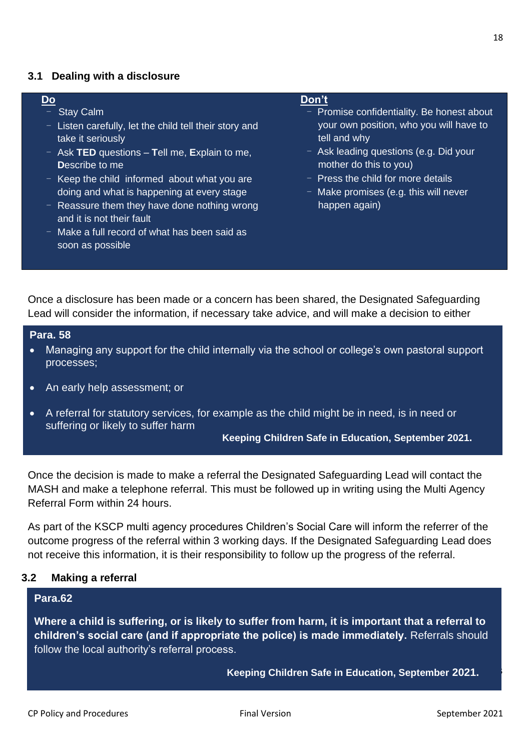## 3.1 Dealing with a disclosure

| Do | Don't |
| --- | --- |
| - Stay Calm<br>- Listen carefully, let the child tell their story and take it seriously<br>- Ask **TED** questions – **T**ell me, **E**xplain to me, **D**escribe to me<br>- Keep the child informed about what you are doing and what is happening at every stage<br>- Reassure them they have done nothing wrong and it is not their fault<br>- Make a full record of what has been said as soon as possible | - Promise confidentiality. Be honest about your own position, who you will have to tell and why<br>- Ask leading questions (e.g. Did your mother do this to you)<br>- Press the child for more details<br>- Make promises (e.g. this will never happen again) |

Once a disclosure has been made or a concern has been shared, the Designated Safeguarding Lead will consider the information, if necessary take advice, and will make a decision to either

> **Para. 58**
>
> - Managing any support for the child internally via the school or college's own pastoral support processes;
> - An early help assessment; or
> - A referral for statutory services, for example as the child might be in need, is in need or suffering or likely to suffer harm
>
> **Keeping Children Safe in Education, September 2021.**

Once the decision is made to make a referral the Designated Safeguarding Lead will contact the MASH and make a telephone referral. This must be followed up in writing using the Multi Agency Referral Form within 24 hours.

As part of the KSCP multi agency procedures Children's Social Care will inform the referrer of the outcome progress of the referral within 3 working days. If the Designated Safeguarding Lead does not receive this information, it is their responsibility to follow up the progress of the referral.

## 3.2 Making a referral

> **Para.62**
>
> **Where a child is suffering, or is likely to suffer from harm, it is important that a referral to children's social care (and if appropriate the police) is made immediately.** Referrals should follow the local authority's referral process.
>
> **Keeping Children Safe in Education, September 2021.**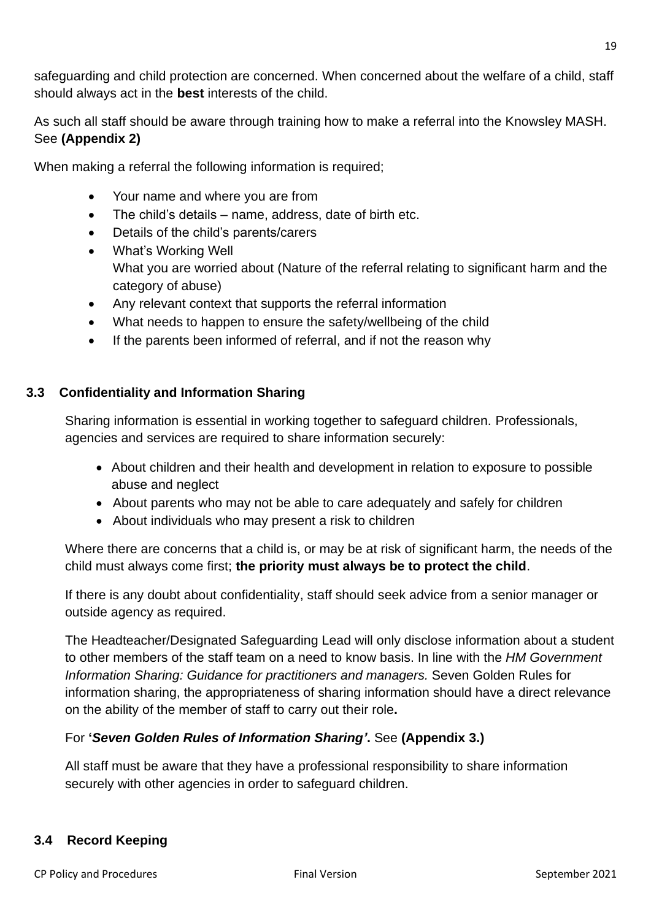safeguarding and child protection are concerned. When concerned about the welfare of a child, staff should always act in the **best** interests of the child.

As such all staff should be aware through training how to make a referral into the Knowsley MASH. See **(Appendix 2)**

When making a referral the following information is required;

- Your name and where you are from
- The child's details – name, address, date of birth etc.
- Details of the child's parents/carers
- What's Working Well
  What you are worried about (Nature of the referral relating to significant harm and the category of abuse)
- Any relevant context that supports the referral information
- What needs to happen to ensure the safety/wellbeing of the child
- If the parents been informed of referral, and if not the reason why

### 3.3 Confidentiality and Information Sharing

Sharing information is essential in working together to safeguard children. Professionals, agencies and services are required to share information securely:

- About children and their health and development in relation to exposure to possible abuse and neglect
- About parents who may not be able to care adequately and safely for children
- About individuals who may present a risk to children

Where there are concerns that a child is, or may be at risk of significant harm, the needs of the child must always come first; **the priority must always be to protect the child**.

If there is any doubt about confidentiality, staff should seek advice from a senior manager or outside agency as required.

The Headteacher/Designated Safeguarding Lead will only disclose information about a student to other members of the staff team on a need to know basis. In line with the *HM Government Information Sharing: Guidance for practitioners and managers.* Seven Golden Rules for information sharing, the appropriateness of sharing information should have a direct relevance on the ability of the member of staff to carry out their role**.**

For **'*Seven Golden Rules of Information Sharing'*.** See **(Appendix 3.)**

All staff must be aware that they have a professional responsibility to share information securely with other agencies in order to safeguard children.

### 3.4 Record Keeping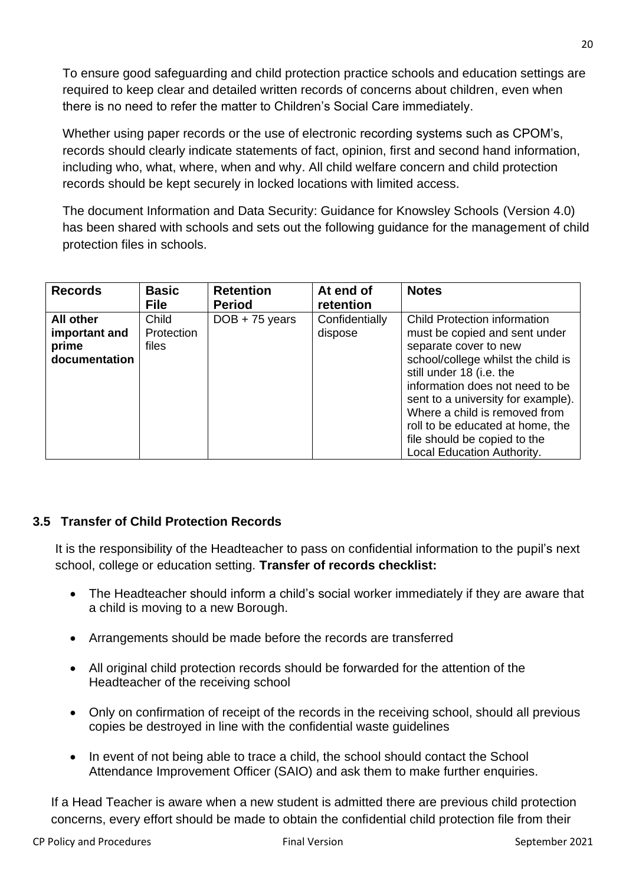To ensure good safeguarding and child protection practice schools and education settings are required to keep clear and detailed written records of concerns about children, even when there is no need to refer the matter to Children's Social Care immediately.

Whether using paper records or the use of electronic recording systems such as CPOM's, records should clearly indicate statements of fact, opinion, first and second hand information, including who, what, where, when and why. All child welfare concern and child protection records should be kept securely in locked locations with limited access.

The document Information and Data Security: Guidance for Knowsley Schools (Version 4.0) has been shared with schools and sets out the following guidance for the management of child protection files in schools.

| Records | Basic File | Retention Period | At end of retention | Notes |
|---|---|---|---|---|
| **All other important and prime documentation** | Child Protection files | DOB + 75 years | Confidentially dispose | Child Protection information must be copied and sent under separate cover to new school/college whilst the child is still under 18 (i.e. the information does not need to be sent to a university for example). Where a child is removed from roll to be educated at home, the file should be copied to the Local Education Authority. |

### 3.5 Transfer of Child Protection Records

It is the responsibility of the Headteacher to pass on confidential information to the pupil's next school, college or education setting. **Transfer of records checklist:**

- The Headteacher should inform a child's social worker immediately if they are aware that a child is moving to a new Borough.
- Arrangements should be made before the records are transferred
- All original child protection records should be forwarded for the attention of the Headteacher of the receiving school
- Only on confirmation of receipt of the records in the receiving school, should all previous copies be destroyed in line with the confidential waste guidelines
- In event of not being able to trace a child, the school should contact the School Attendance Improvement Officer (SAIO) and ask them to make further enquiries.

If a Head Teacher is aware when a new student is admitted there are previous child protection concerns, every effort should be made to obtain the confidential child protection file from their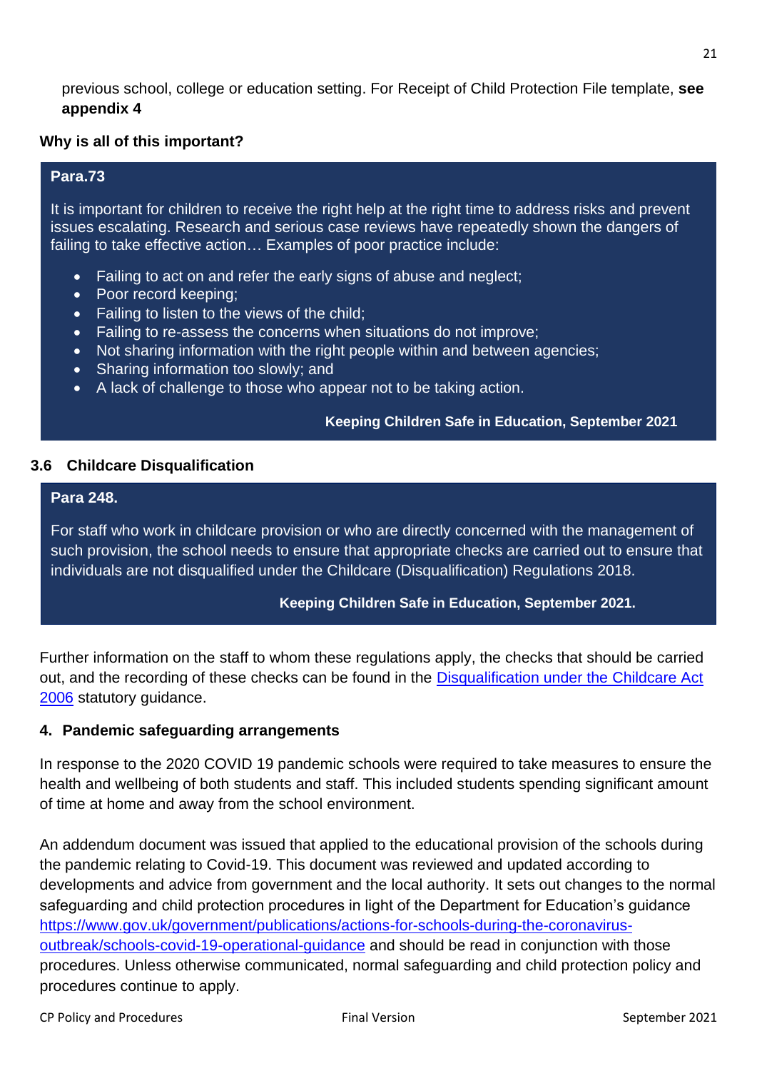previous school, college or education setting. For Receipt of Child Protection File template, **see appendix 4**

**Why is all of this important?**

> **Para.73**
>
> It is important for children to receive the right help at the right time to address risks and prevent issues escalating. Research and serious case reviews have repeatedly shown the dangers of failing to take effective action… Examples of poor practice include:
>
> - Failing to act on and refer the early signs of abuse and neglect;
> - Poor record keeping;
> - Failing to listen to the views of the child;
> - Failing to re-assess the concerns when situations do not improve;
> - Not sharing information with the right people within and between agencies;
> - Sharing information too slowly; and
> - A lack of challenge to those who appear not to be taking action.
>
> **Keeping Children Safe in Education, September 2021**

### 3.6 Childcare Disqualification

> **Para 248.**
>
> For staff who work in childcare provision or who are directly concerned with the management of such provision, the school needs to ensure that appropriate checks are carried out to ensure that individuals are not disqualified under the Childcare (Disqualification) Regulations 2018.
>
> **Keeping Children Safe in Education, September 2021.**

Further information on the staff to whom these regulations apply, the checks that should be carried out, and the recording of these checks can be found in the Disqualification under the Childcare Act 2006 statutory guidance.

## 4. Pandemic safeguarding arrangements

In response to the 2020 COVID 19 pandemic schools were required to take measures to ensure the health and wellbeing of both students and staff. This included students spending significant amount of time at home and away from the school environment.

An addendum document was issued that applied to the educational provision of the schools during the pandemic relating to Covid-19. This document was reviewed and updated according to developments and advice from government and the local authority. It sets out changes to the normal safeguarding and child protection procedures in light of the Department for Education's guidance https://www.gov.uk/government/publications/actions-for-schools-during-the-coronavirus-outbreak/schools-covid-19-operational-guidance and should be read in conjunction with those procedures. Unless otherwise communicated, normal safeguarding and child protection policy and procedures continue to apply.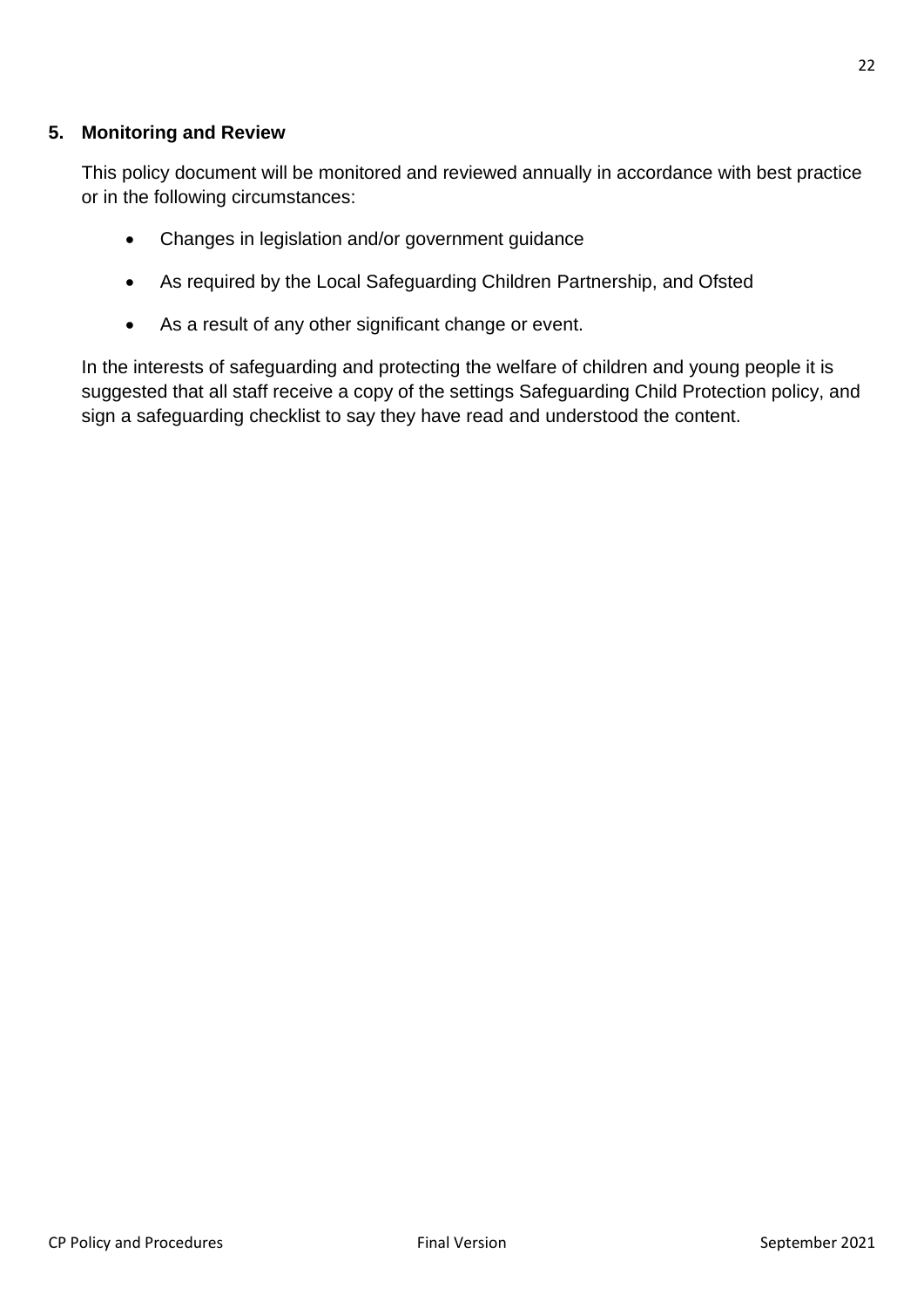## 5. Monitoring and Review

This policy document will be monitored and reviewed annually in accordance with best practice or in the following circumstances:

- Changes in legislation and/or government guidance
- As required by the Local Safeguarding Children Partnership, and Ofsted
- As a result of any other significant change or event.

In the interests of safeguarding and protecting the welfare of children and young people it is suggested that all staff receive a copy of the settings Safeguarding Child Protection policy, and sign a safeguarding checklist to say they have read and understood the content.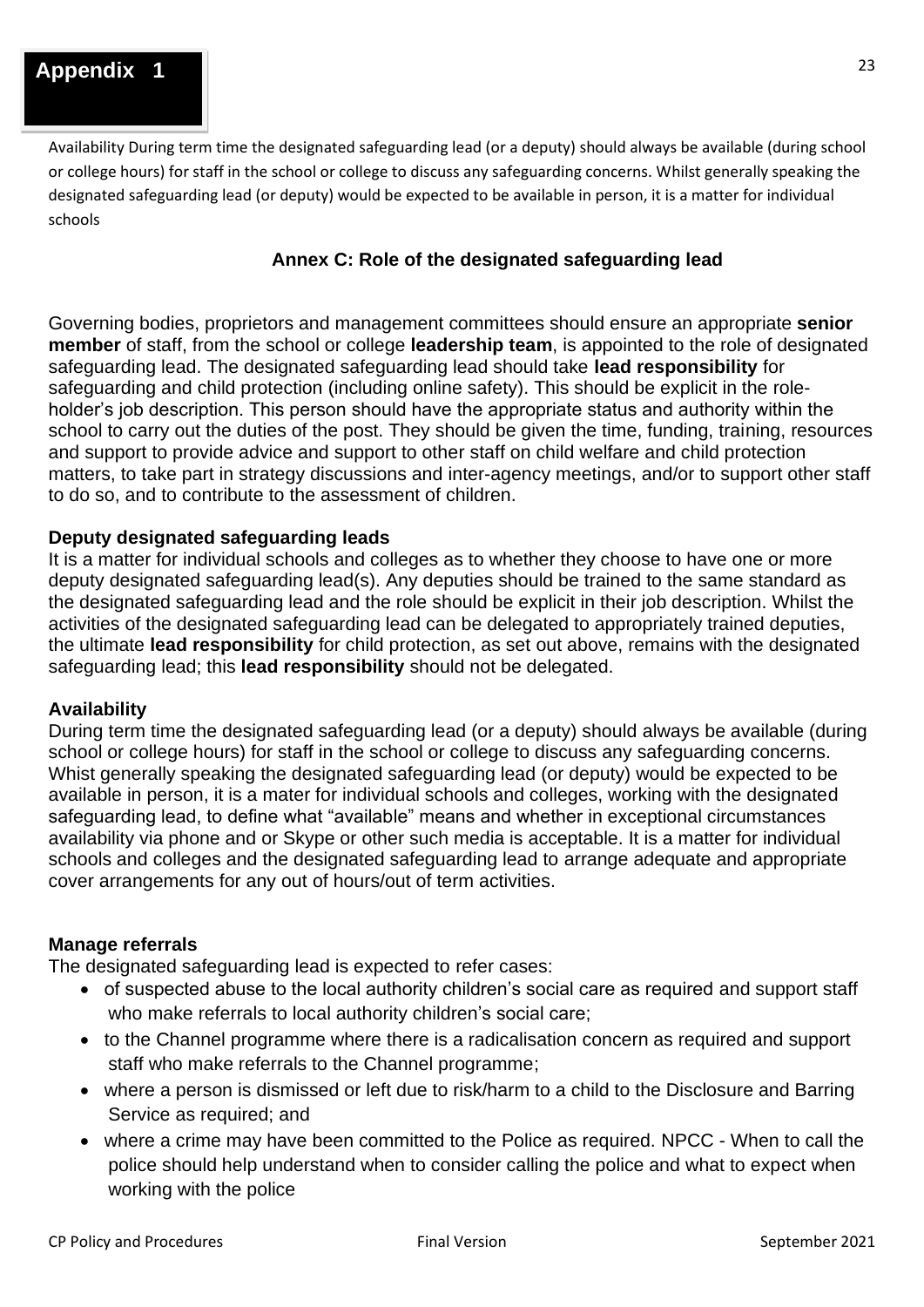# Appendix 1

Availability During term time the designated safeguarding lead (or a deputy) should always be available (during school or college hours) for staff in the school or college to discuss any safeguarding concerns. Whilst generally speaking the designated safeguarding lead (or deputy) would be expected to be available in person, it is a matter for individual schools

## Annex C: Role of the designated safeguarding lead

Governing bodies, proprietors and management committees should ensure an appropriate **senior member** of staff, from the school or college **leadership team**, is appointed to the role of designated safeguarding lead. The designated safeguarding lead should take **lead responsibility** for safeguarding and child protection (including online safety). This should be explicit in the role-holder's job description. This person should have the appropriate status and authority within the school to carry out the duties of the post. They should be given the time, funding, training, resources and support to provide advice and support to other staff on child welfare and child protection matters, to take part in strategy discussions and inter-agency meetings, and/or to support other staff to do so, and to contribute to the assessment of children.

### Deputy designated safeguarding leads

It is a matter for individual schools and colleges as to whether they choose to have one or more deputy designated safeguarding lead(s). Any deputies should be trained to the same standard as the designated safeguarding lead and the role should be explicit in their job description. Whilst the activities of the designated safeguarding lead can be delegated to appropriately trained deputies, the ultimate **lead responsibility** for child protection, as set out above, remains with the designated safeguarding lead; this **lead responsibility** should not be delegated.

### Availability

During term time the designated safeguarding lead (or a deputy) should always be available (during school or college hours) for staff in the school or college to discuss any safeguarding concerns. Whist generally speaking the designated safeguarding lead (or deputy) would be expected to be available in person, it is a mater for individual schools and colleges, working with the designated safeguarding lead, to define what "available" means and whether in exceptional circumstances availability via phone and or Skype or other such media is acceptable. It is a matter for individual schools and colleges and the designated safeguarding lead to arrange adequate and appropriate cover arrangements for any out of hours/out of term activities.

### Manage referrals

The designated safeguarding lead is expected to refer cases:

- of suspected abuse to the local authority children's social care as required and support staff who make referrals to local authority children's social care;
- to the Channel programme where there is a radicalisation concern as required and support staff who make referrals to the Channel programme;
- where a person is dismissed or left due to risk/harm to a child to the Disclosure and Barring Service as required; and
- where a crime may have been committed to the Police as required. NPCC - When to call the police should help understand when to consider calling the police and what to expect when working with the police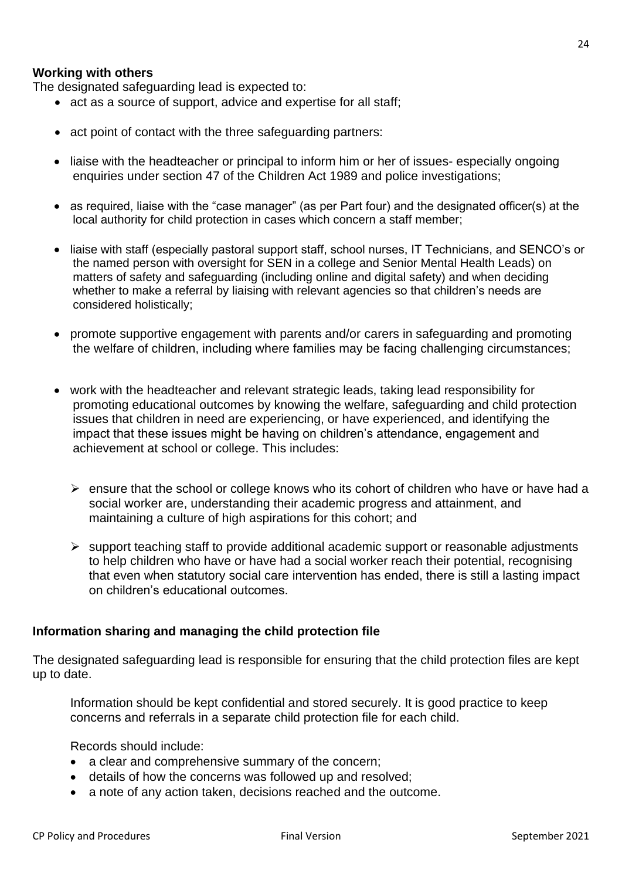**Working with others**

The designated safeguarding lead is expected to:

- act as a source of support, advice and expertise for all staff;
- act point of contact with the three safeguarding partners:
- liaise with the headteacher or principal to inform him or her of issues- especially ongoing enquiries under section 47 of the Children Act 1989 and police investigations;
- as required, liaise with the "case manager" (as per Part four) and the designated officer(s) at the local authority for child protection in cases which concern a staff member;
- liaise with staff (especially pastoral support staff, school nurses, IT Technicians, and SENCO's or the named person with oversight for SEN in a college and Senior Mental Health Leads) on matters of safety and safeguarding (including online and digital safety) and when deciding whether to make a referral by liaising with relevant agencies so that children's needs are considered holistically;
- promote supportive engagement with parents and/or carers in safeguarding and promoting the welfare of children, including where families may be facing challenging circumstances;
- work with the headteacher and relevant strategic leads, taking lead responsibility for promoting educational outcomes by knowing the welfare, safeguarding and child protection issues that children in need are experiencing, or have experienced, and identifying the impact that these issues might be having on children's attendance, engagement and achievement at school or college. This includes:
  - ensure that the school or college knows who its cohort of children who have or have had a social worker are, understanding their academic progress and attainment, and maintaining a culture of high aspirations for this cohort; and
  - support teaching staff to provide additional academic support or reasonable adjustments to help children who have or have had a social worker reach their potential, recognising that even when statutory social care intervention has ended, there is still a lasting impact on children's educational outcomes.

**Information sharing and managing the child protection file**

The designated safeguarding lead is responsible for ensuring that the child protection files are kept up to date.

Information should be kept confidential and stored securely. It is good practice to keep concerns and referrals in a separate child protection file for each child.

Records should include:

- a clear and comprehensive summary of the concern;
- details of how the concerns was followed up and resolved;
- a note of any action taken, decisions reached and the outcome.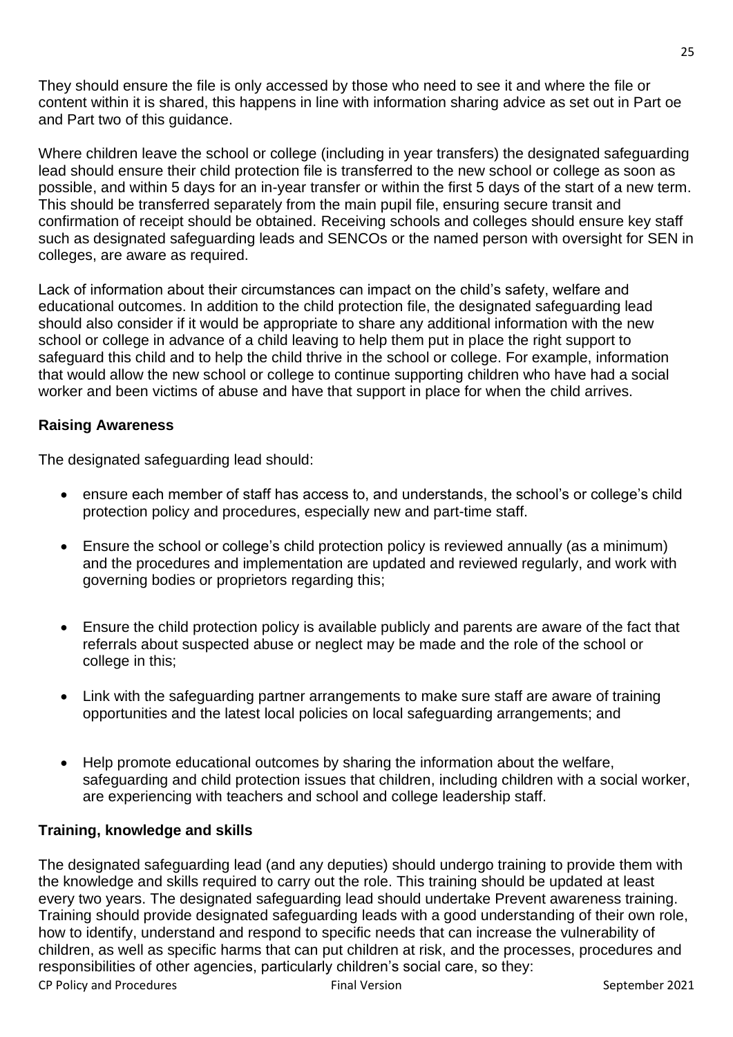They should ensure the file is only accessed by those who need to see it and where the file or content within it is shared, this happens in line with information sharing advice as set out in Part oe and Part two of this guidance.

Where children leave the school or college (including in year transfers) the designated safeguarding lead should ensure their child protection file is transferred to the new school or college as soon as possible, and within 5 days for an in-year transfer or within the first 5 days of the start of a new term. This should be transferred separately from the main pupil file, ensuring secure transit and confirmation of receipt should be obtained. Receiving schools and colleges should ensure key staff such as designated safeguarding leads and SENCOs or the named person with oversight for SEN in colleges, are aware as required.

Lack of information about their circumstances can impact on the child's safety, welfare and educational outcomes. In addition to the child protection file, the designated safeguarding lead should also consider if it would be appropriate to share any additional information with the new school or college in advance of a child leaving to help them put in place the right support to safeguard this child and to help the child thrive in the school or college. For example, information that would allow the new school or college to continue supporting children who have had a social worker and been victims of abuse and have that support in place for when the child arrives.

**Raising Awareness**

The designated safeguarding lead should:

- ensure each member of staff has access to, and understands, the school's or college's child protection policy and procedures, especially new and part-time staff.
- Ensure the school or college's child protection policy is reviewed annually (as a minimum) and the procedures and implementation are updated and reviewed regularly, and work with governing bodies or proprietors regarding this;
- Ensure the child protection policy is available publicly and parents are aware of the fact that referrals about suspected abuse or neglect may be made and the role of the school or college in this;
- Link with the safeguarding partner arrangements to make sure staff are aware of training opportunities and the latest local policies on local safeguarding arrangements; and
- Help promote educational outcomes by sharing the information about the welfare, safeguarding and child protection issues that children, including children with a social worker, are experiencing with teachers and school and college leadership staff.

**Training, knowledge and skills**

The designated safeguarding lead (and any deputies) should undergo training to provide them with the knowledge and skills required to carry out the role. This training should be updated at least every two years. The designated safeguarding lead should undertake Prevent awareness training. Training should provide designated safeguarding leads with a good understanding of their own role, how to identify, understand and respond to specific needs that can increase the vulnerability of children, as well as specific harms that can put children at risk, and the processes, procedures and responsibilities of other agencies, particularly children's social care, so they: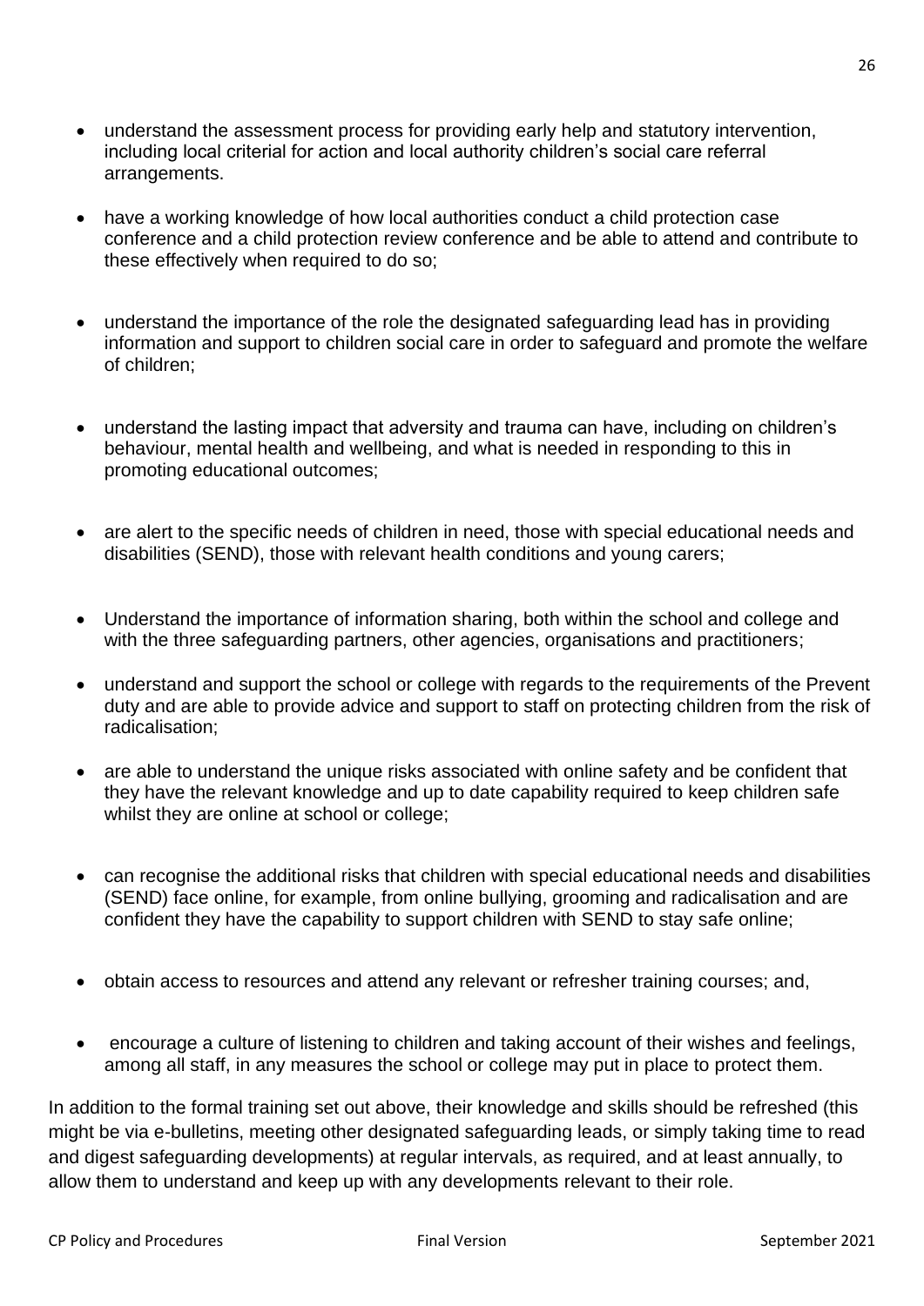- understand the assessment process for providing early help and statutory intervention, including local criterial for action and local authority children's social care referral arrangements.
- have a working knowledge of how local authorities conduct a child protection case conference and a child protection review conference and be able to attend and contribute to these effectively when required to do so;
- understand the importance of the role the designated safeguarding lead has in providing information and support to children social care in order to safeguard and promote the welfare of children;
- understand the lasting impact that adversity and trauma can have, including on children's behaviour, mental health and wellbeing, and what is needed in responding to this in promoting educational outcomes;
- are alert to the specific needs of children in need, those with special educational needs and disabilities (SEND), those with relevant health conditions and young carers;
- Understand the importance of information sharing, both within the school and college and with the three safeguarding partners, other agencies, organisations and practitioners;
- understand and support the school or college with regards to the requirements of the Prevent duty and are able to provide advice and support to staff on protecting children from the risk of radicalisation;
- are able to understand the unique risks associated with online safety and be confident that they have the relevant knowledge and up to date capability required to keep children safe whilst they are online at school or college;
- can recognise the additional risks that children with special educational needs and disabilities (SEND) face online, for example, from online bullying, grooming and radicalisation and are confident they have the capability to support children with SEND to stay safe online;
- obtain access to resources and attend any relevant or refresher training courses; and,
- encourage a culture of listening to children and taking account of their wishes and feelings, among all staff, in any measures the school or college may put in place to protect them.

In addition to the formal training set out above, their knowledge and skills should be refreshed (this might be via e-bulletins, meeting other designated safeguarding leads, or simply taking time to read and digest safeguarding developments) at regular intervals, as required, and at least annually, to allow them to understand and keep up with any developments relevant to their role.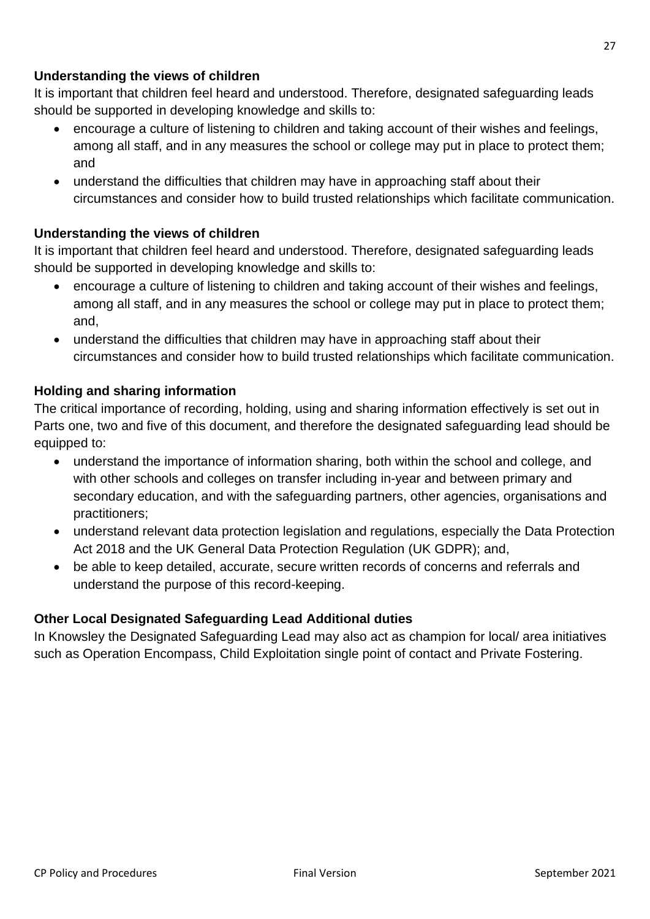**Understanding the views of children**

It is important that children feel heard and understood. Therefore, designated safeguarding leads should be supported in developing knowledge and skills to:

- encourage a culture of listening to children and taking account of their wishes and feelings, among all staff, and in any measures the school or college may put in place to protect them; and
- understand the difficulties that children may have in approaching staff about their circumstances and consider how to build trusted relationships which facilitate communication.

**Understanding the views of children**

It is important that children feel heard and understood. Therefore, designated safeguarding leads should be supported in developing knowledge and skills to:

- encourage a culture of listening to children and taking account of their wishes and feelings, among all staff, and in any measures the school or college may put in place to protect them; and,
- understand the difficulties that children may have in approaching staff about their circumstances and consider how to build trusted relationships which facilitate communication.

**Holding and sharing information**

The critical importance of recording, holding, using and sharing information effectively is set out in Parts one, two and five of this document, and therefore the designated safeguarding lead should be equipped to:

- understand the importance of information sharing, both within the school and college, and with other schools and colleges on transfer including in-year and between primary and secondary education, and with the safeguarding partners, other agencies, organisations and practitioners;
- understand relevant data protection legislation and regulations, especially the Data Protection Act 2018 and the UK General Data Protection Regulation (UK GDPR); and,
- be able to keep detailed, accurate, secure written records of concerns and referrals and understand the purpose of this record-keeping.

**Other Local Designated Safeguarding Lead Additional duties**

In Knowsley the Designated Safeguarding Lead may also act as champion for local/ area initiatives such as Operation Encompass, Child Exploitation single point of contact and Private Fostering.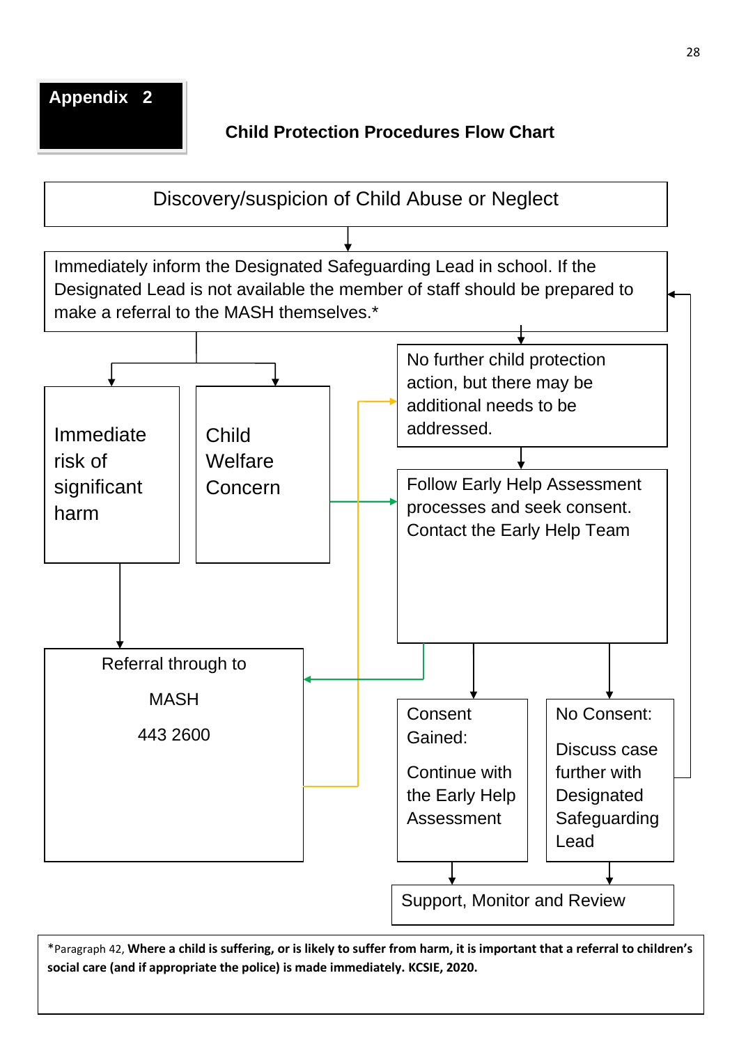**Appendix 2**

## Child Protection Procedures Flow Chart

Discovery/suspicion of Child Abuse or Neglect

Immediately inform the Designated Safeguarding Lead in school. If the Designated Lead is not available the member of staff should be prepared to make a referral to the MASH themselves.*

Immediate risk of significant harm

Child Welfare Concern

No further child protection action, but there may be additional needs to be addressed.

Follow Early Help Assessment processes and seek consent. Contact the Early Help Team

Referral through to

MASH

443 2600

Consent Gained:

Continue with the Early Help Assessment

No Consent:

Discuss case further with Designated Safeguarding Lead

Support, Monitor and Review

*Paragraph 42, **Where a child is suffering, or is likely to suffer from harm, it is important that a referral to children's social care (and if appropriate the police) is made immediately. KCSIE, 2020.**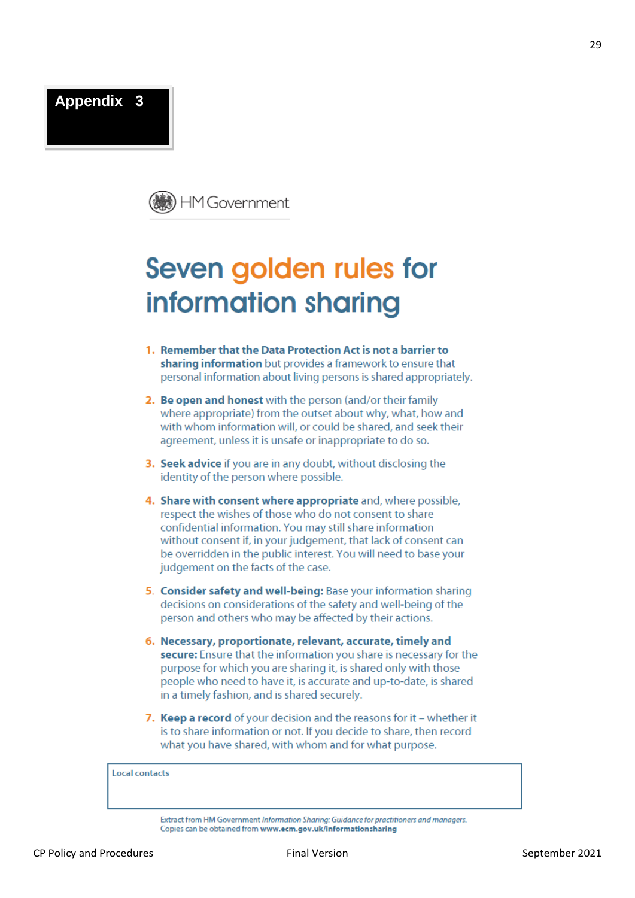## Appendix 3

HM Government

# Seven golden rules for information sharing

1. **Remember that the Data Protection Act is not a barrier to sharing information** but provides a framework to ensure that personal information about living persons is shared appropriately.
2. **Be open and honest** with the person (and/or their family where appropriate) from the outset about why, what, how and with whom information will, or could be shared, and seek their agreement, unless it is unsafe or inappropriate to do so.
3. **Seek advice** if you are in any doubt, without disclosing the identity of the person where possible.
4. **Share with consent where appropriate** and, where possible, respect the wishes of those who do not consent to share confidential information. You may still share information without consent if, in your judgement, that lack of consent can be overridden in the public interest. You will need to base your judgement on the facts of the case.
5. **Consider safety and well-being:** Base your information sharing decisions on considerations of the safety and well-being of the person and others who may be affected by their actions.
6. **Necessary, proportionate, relevant, accurate, timely and secure:** Ensure that the information you share is necessary for the purpose for which you are sharing it, is shared only with those people who need to have it, is accurate and up-to-date, is shared in a timely fashion, and is shared securely.
7. **Keep a record** of your decision and the reasons for it – whether it is to share information or not. If you decide to share, then record what you have shared, with whom and for what purpose.

| Local contacts |
| --- |
| |

Extract from HM Government *Information Sharing: Guidance for practitioners and managers.*
Copies can be obtained from **www.ecm.gov.uk/informationsharing**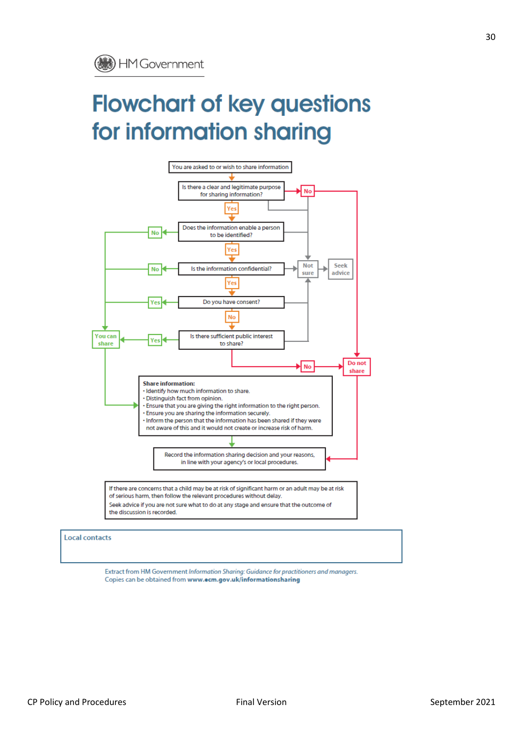HM Government

# Flowchart of key questions for information sharing

You are asked to or wish to share information

Is there a clear and legitimate purpose for sharing information? — No → Do not share; Not sure → Seek advice

Yes

Does the information enable a person to be identified? — No → You can share; Not sure → Seek advice

Yes

Is the information confidential? — No → You can share; Not sure → Seek advice

Yes

Do you have consent? — Yes → You can share; Not sure → Seek advice

No

Is there sufficient public interest to share? — Yes → You can share; No → Do not share; Not sure → Seek advice

**Share information:**
- Identify how much information to share.
- Distinguish fact from opinion.
- Ensure that you are giving the right information to the right person.
- Ensure you are sharing the information securely.
- Inform the person that the information has been shared if they were not aware of this and it would not create or increase risk of harm.

Record the information sharing decision and your reasons, in line with your agency's or local procedures.

If there are concerns that a child may be at risk of significant harm or an adult may be at risk of serious harm, then follow the relevant procedures without delay.
Seek advice if you are not sure what to do at any stage and ensure that the outcome of the discussion is recorded.

Local contacts

Extract from HM Government *Information Sharing: Guidance for practitioners and managers*.
Copies can be obtained from **www.ecm.gov.uk/informationsharing**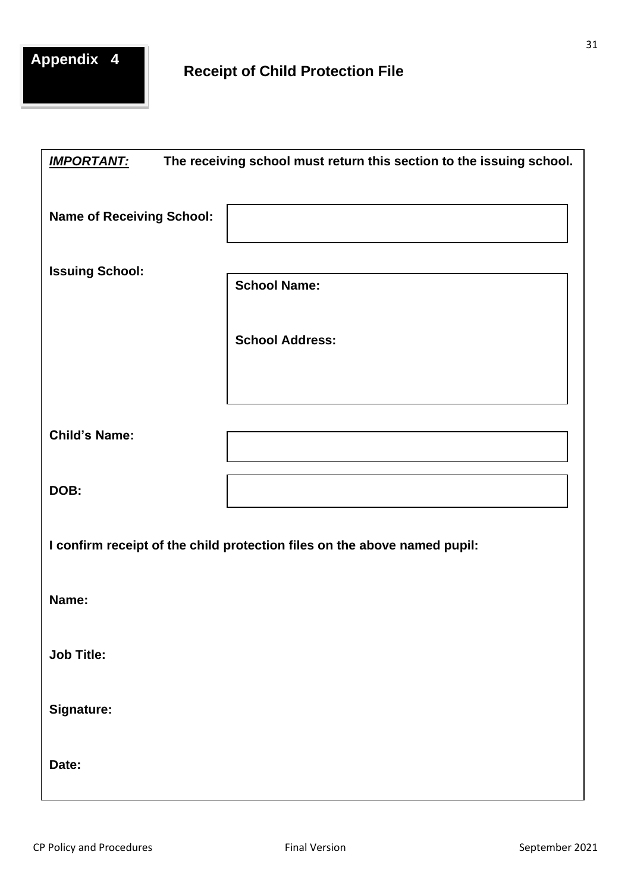**Appendix 4**

# Receipt of Child Protection File

***IMPORTANT:*** **The receiving school must return this section to the issuing school.**

**Name of Receiving School:**

**Issuing School:**

**School Name:**

**School Address:**

**Child's Name:**

**DOB:**

**I confirm receipt of the child protection files on the above named pupil:**

**Name:**

**Job Title:**

**Signature:**

**Date:**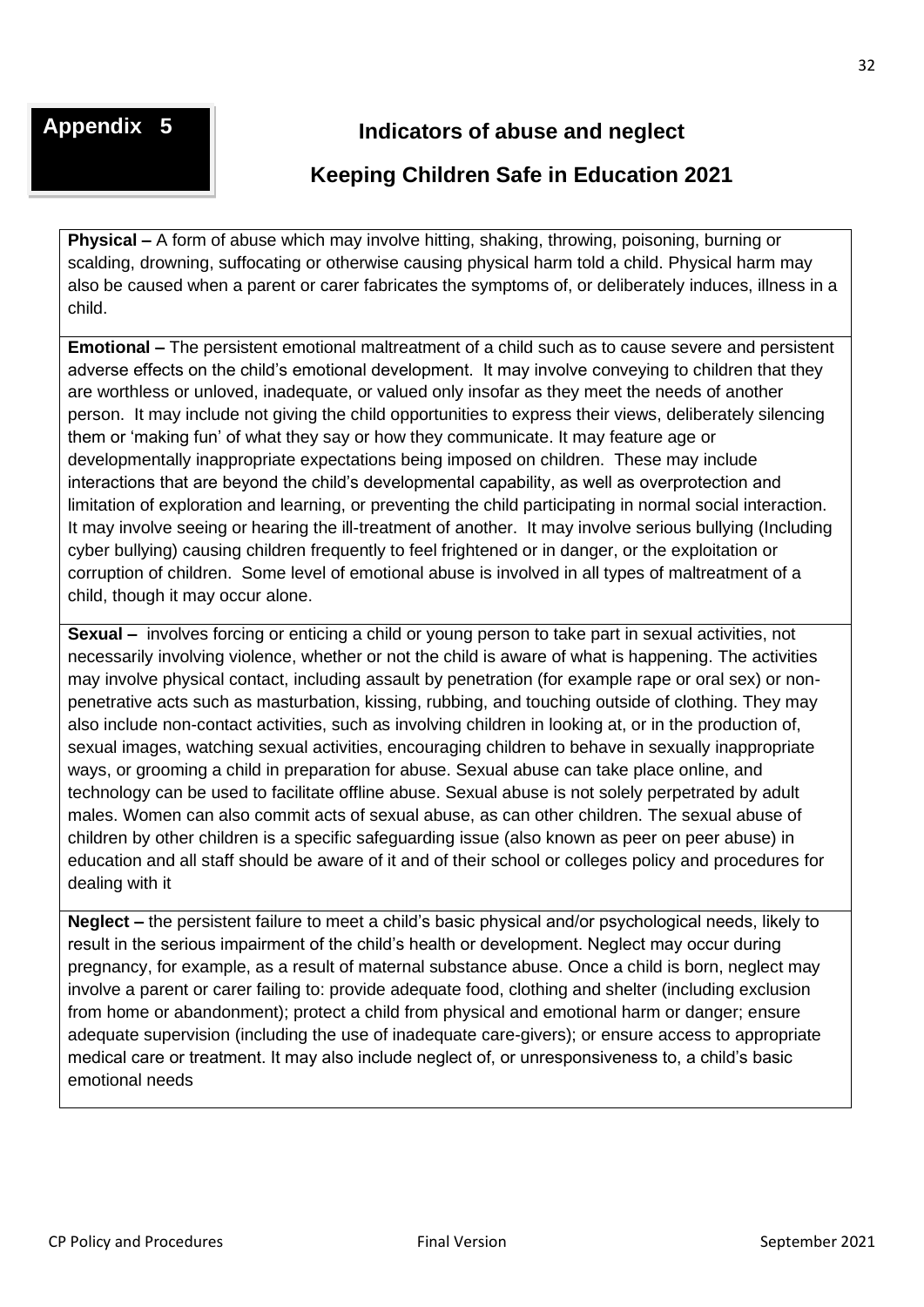**Appendix 5**

## Indicators of abuse and neglect

## Keeping Children Safe in Education 2021

**Physical –** A form of abuse which may involve hitting, shaking, throwing, poisoning, burning or scalding, drowning, suffocating or otherwise causing physical harm told a child. Physical harm may also be caused when a parent or carer fabricates the symptoms of, or deliberately induces, illness in a child.

**Emotional –** The persistent emotional maltreatment of a child such as to cause severe and persistent adverse effects on the child's emotional development. It may involve conveying to children that they are worthless or unloved, inadequate, or valued only insofar as they meet the needs of another person. It may include not giving the child opportunities to express their views, deliberately silencing them or 'making fun' of what they say or how they communicate. It may feature age or developmentally inappropriate expectations being imposed on children. These may include interactions that are beyond the child's developmental capability, as well as overprotection and limitation of exploration and learning, or preventing the child participating in normal social interaction. It may involve seeing or hearing the ill-treatment of another. It may involve serious bullying (Including cyber bullying) causing children frequently to feel frightened or in danger, or the exploitation or corruption of children. Some level of emotional abuse is involved in all types of maltreatment of a child, though it may occur alone.

**Sexual –** involves forcing or enticing a child or young person to take part in sexual activities, not necessarily involving violence, whether or not the child is aware of what is happening. The activities may involve physical contact, including assault by penetration (for example rape or oral sex) or non-penetrative acts such as masturbation, kissing, rubbing, and touching outside of clothing. They may also include non-contact activities, such as involving children in looking at, or in the production of, sexual images, watching sexual activities, encouraging children to behave in sexually inappropriate ways, or grooming a child in preparation for abuse. Sexual abuse can take place online, and technology can be used to facilitate offline abuse. Sexual abuse is not solely perpetrated by adult males. Women can also commit acts of sexual abuse, as can other children. The sexual abuse of children by other children is a specific safeguarding issue (also known as peer on peer abuse) in education and all staff should be aware of it and of their school or colleges policy and procedures for dealing with it

**Neglect –** the persistent failure to meet a child's basic physical and/or psychological needs, likely to result in the serious impairment of the child's health or development. Neglect may occur during pregnancy, for example, as a result of maternal substance abuse. Once a child is born, neglect may involve a parent or carer failing to: provide adequate food, clothing and shelter (including exclusion from home or abandonment); protect a child from physical and emotional harm or danger; ensure adequate supervision (including the use of inadequate care-givers); or ensure access to appropriate medical care or treatment. It may also include neglect of, or unresponsiveness to, a child's basic emotional needs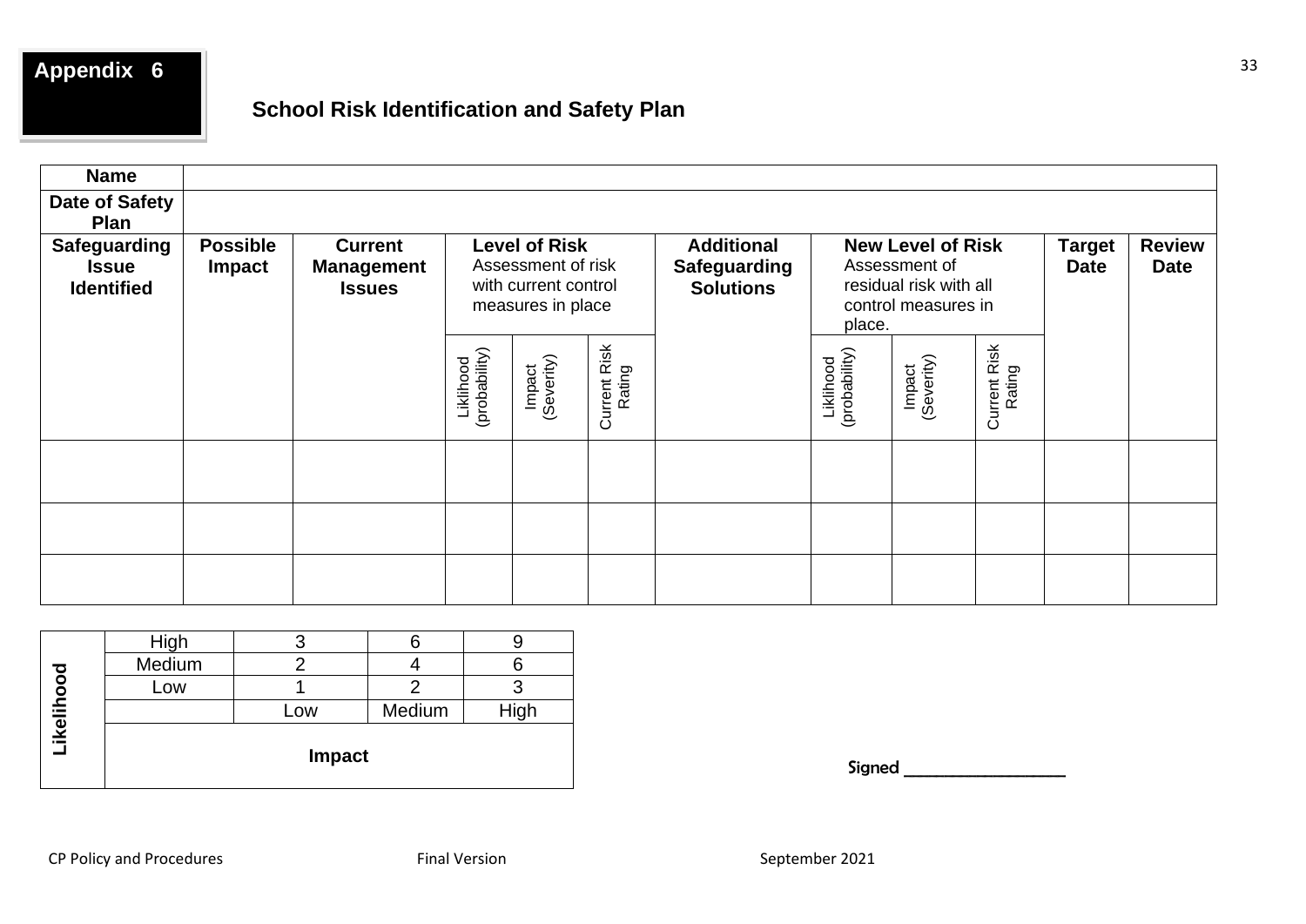**Appendix 6**

## School Risk Identification and Safety Plan

| **Name** | | | | | | | | | | | | |
|---|---|---|---|---|---|---|---|---|---|---|---|---|
| **Date of Safety Plan** | | | | | | | | | | | | |
| **Safeguarding Issue Identified** | **Possible Impact** | **Current Management Issues** | **Level of Risk** Assessment of risk with current control measures in place | | | **Additional Safeguarding Solutions** | **New Level of Risk** Assessment of residual risk with all control measures in place. | | | **Target Date** | **Review Date** |
| | | | Liklihood (probability) | Impact (Severity) | Current Risk Rating | | Liklihood (probability) | Impact (Severity) | Current Risk Rating | | |
| | | | | | | | | | | | |
| | | | | | | | | | | | |
| | | | | | | | | | | | |

| **Likelihood** | | | | |
|---|---|---|---|---|
| | High | 3 | 6 | 9 |
| | Medium | 2 | 4 | 6 |
| | Low | 1 | 2 | 3 |
| | | Low | Medium | High |
| | **Impact** | | | |

Signed ________________

CP Policy and Procedures Final Version September 2021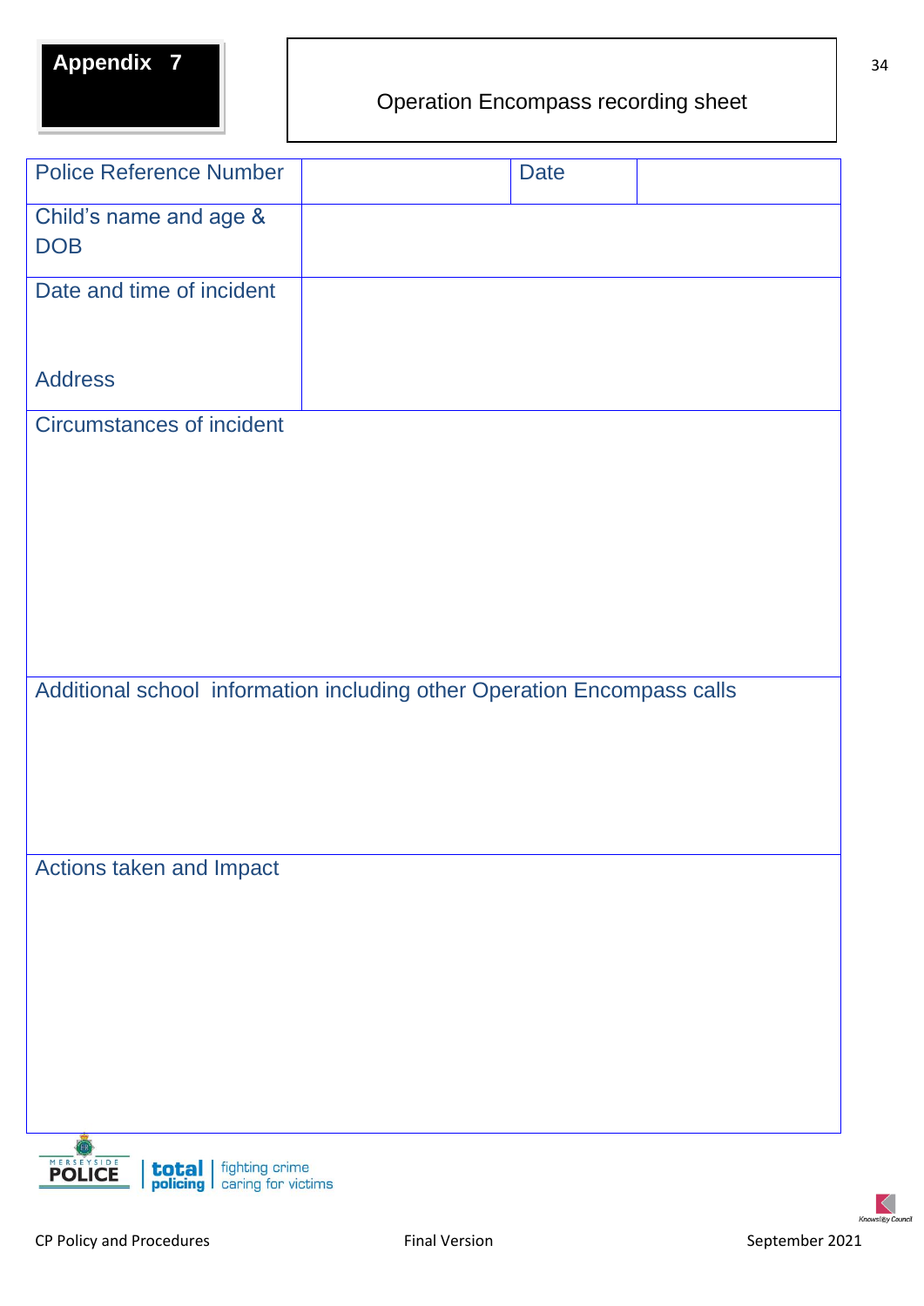**Appendix 7**

# Operation Encompass recording sheet

| Police Reference Number | | Date | |
|---|---|---|---|
| Child's name and age & DOB | | | |
| Date and time of incident<br><br>Address | | | |
| Circumstances of incident | | | |
| Additional school information including other Operation Encompass calls | | | |
| Actions taken and Impact | | | |

MERSEYSIDE POLICE | total policing | fighting crime caring for victims

Knowsley Council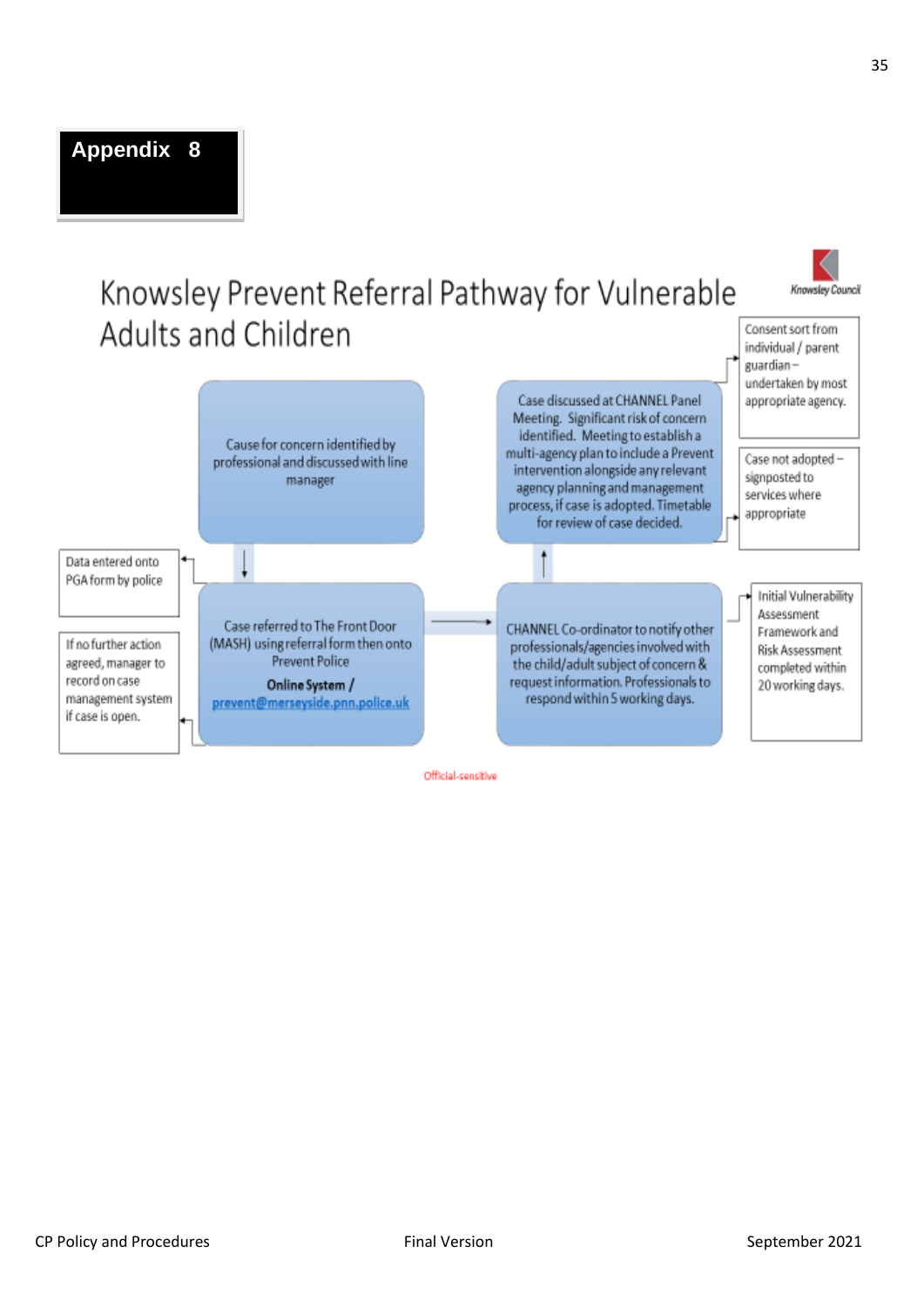# Appendix 8

## Knowsley Prevent Referral Pathway for Vulnerable Adults and Children

Knowsley Council

Cause for concern identified by professional and discussed with line manager

Case referred to The Front Door (MASH) using referral form then onto Prevent Police

**Online System /**
prevent@merseyside.pnn.police.uk

Data entered onto PGA form by police

If no further action agreed, manager to record on case management system if case is open.

CHANNEL Co-ordinator to notify other professionals/agencies involved with the child/adult subject of concern & request information. Professionals to respond within 5 working days.

Initial Vulnerability Assessment Framework and Risk Assessment completed within 20 working days.

Case discussed at CHANNEL Panel Meeting. Significant risk of concern identified. Meeting to establish a multi-agency plan to include a Prevent intervention alongside any relevant agency planning and management process, if case is adopted. Timetable for review of case decided.

Consent sort from individual / parent guardian – undertaken by most appropriate agency.

Case not adopted – signposted to services where appropriate

Official-sensitive